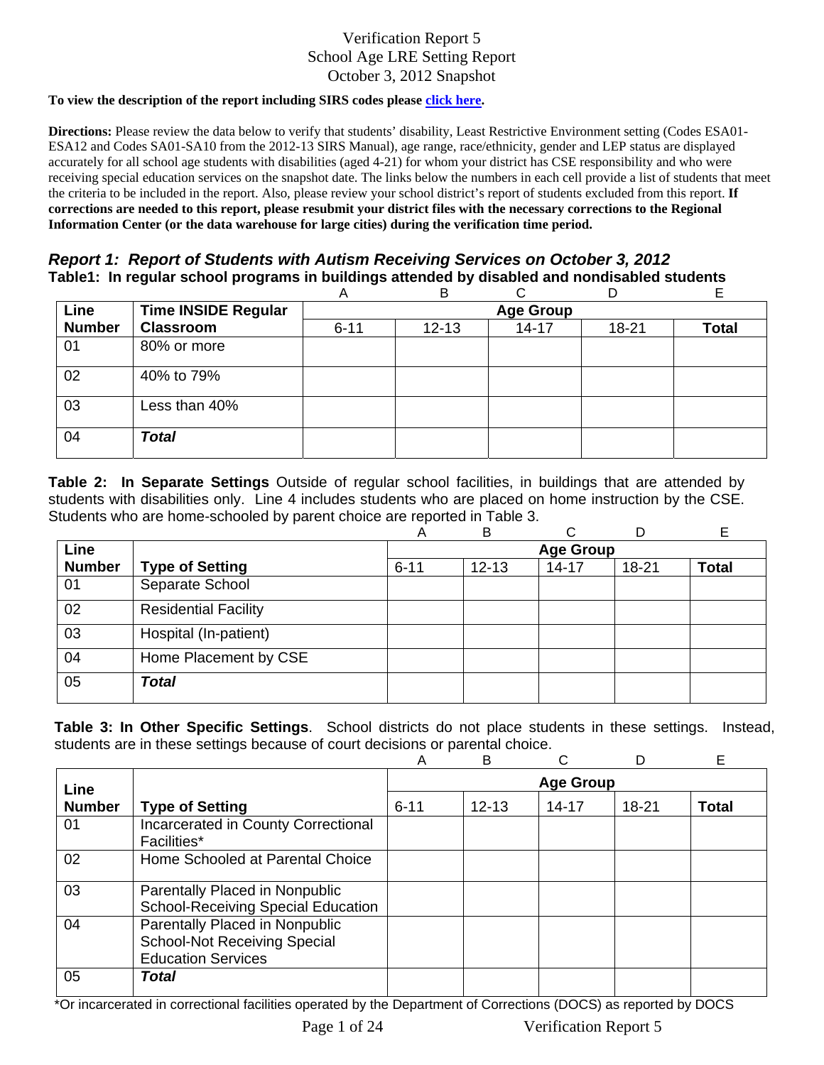# Verification Report 5
## School Age LRE Setting Report
## October 3, 2012 Snapshot

**To view the description of the report including SIRS codes please click here.**

**Directions:** Please review the data below to verify that students' disability, Least Restrictive Environment setting (Codes ESA01-ESA12 and Codes SA01-SA10 from the 2012-13 SIRS Manual), age range, race/ethnicity, gender and LEP status are displayed accurately for all school age students with disabilities (aged 4-21) for whom your district has CSE responsibility and who were receiving special education services on the snapshot date. The links below the numbers in each cell provide a list of students that meet the criteria to be included in the report. Also, please review your school district's report of students excluded from this report. **If corrections are needed to this report, please resubmit your district files with the necessary corrections to the Regional Information Center (or the data warehouse for large cities) during the verification time period.**

### *Report 1: Report of Students with Autism Receiving Services on October 3, 2012*

**Table1: In regular school programs in buildings attended by disabled and nondisabled students**

| | | A | B | C | D | E |
|---|---|---|---|---|---|---|
| **Line Number** | **Time INSIDE Regular Classroom** | **Age Group** | | | | |
| | | 6-11 | 12-13 | 14-17 | 18-21 | **Total** |
| 01 | 80% or more | | | | | |
| 02 | 40% to 79% | | | | | |
| 03 | Less than 40% | | | | | |
| 04 | ***Total*** | | | | | |

**Table 2: In Separate Settings** Outside of regular school facilities, in buildings that are attended by students with disabilities only. Line 4 includes students who are placed on home instruction by the CSE. Students who are home-schooled by parent choice are reported in Table 3.

| | | A | B | C | D | E |
|---|---|---|---|---|---|---|
| **Line Number** | **Type of Setting** | **Age Group** | | | | |
| | | 6-11 | 12-13 | 14-17 | 18-21 | **Total** |
| 01 | Separate School | | | | | |
| 02 | Residential Facility | | | | | |
| 03 | Hospital (In-patient) | | | | | |
| 04 | Home Placement by CSE | | | | | |
| 05 | ***Total*** | | | | | |

**Table 3: In Other Specific Settings**. School districts do not place students in these settings. Instead, students are in these settings because of court decisions or parental choice.

| | | A | B | C | D | E |
|---|---|---|---|---|---|---|
| **Line Number** | **Type of Setting** | **Age Group** | | | | |
| | | 6-11 | 12-13 | 14-17 | 18-21 | **Total** |
| 01 | Incarcerated in County Correctional Facilities* | | | | | |
| 02 | Home Schooled at Parental Choice | | | | | |
| 03 | Parentally Placed in Nonpublic School-Receiving Special Education | | | | | |
| 04 | Parentally Placed in Nonpublic School-Not Receiving Special Education Services | | | | | |
| 05 | ***Total*** | | | | | |

*Or incarcerated in correctional facilities operated by the Department of Corrections (DOCS) as reported by DOCS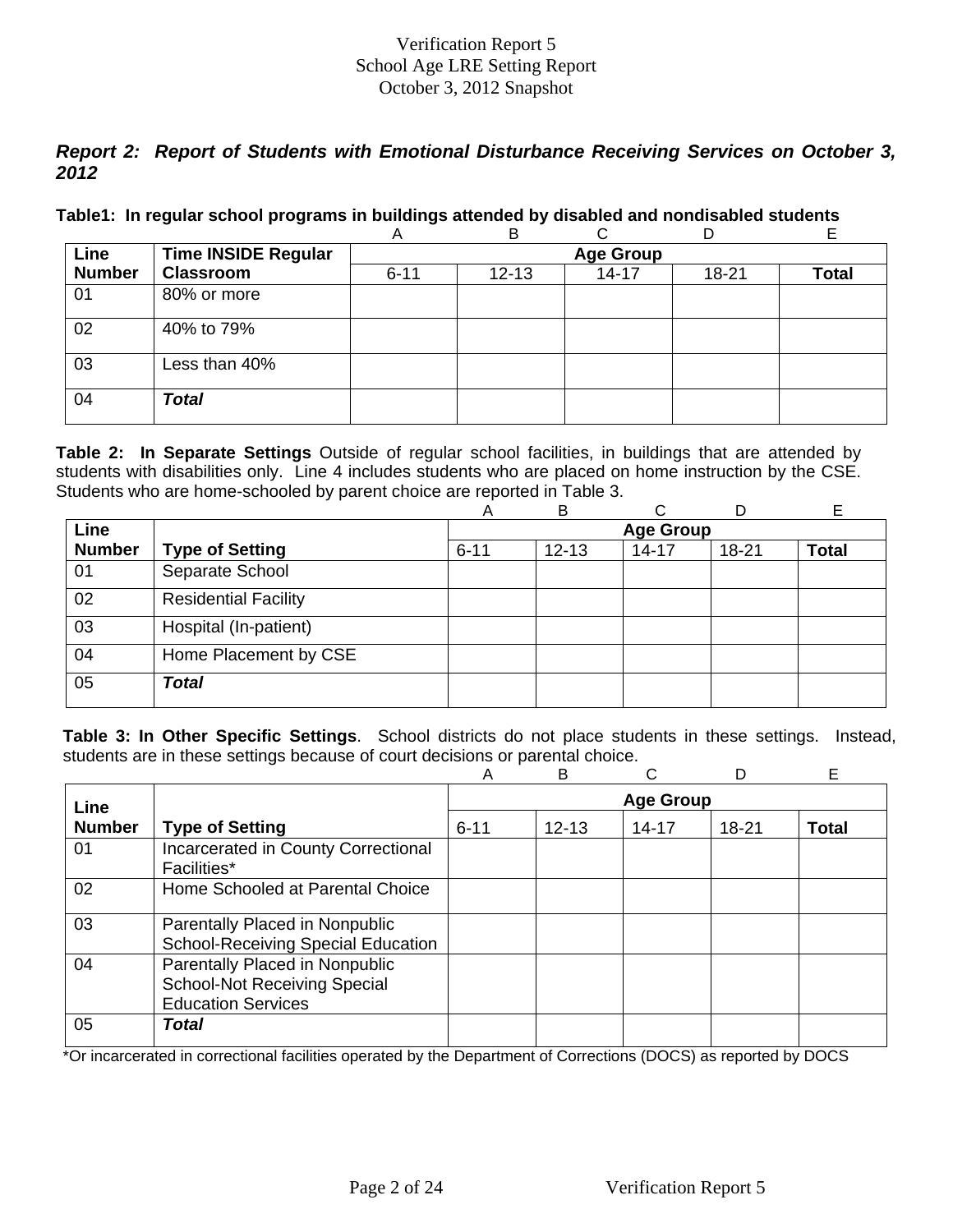Verification Report 5
School Age LRE Setting Report
October 3, 2012 Snapshot

## *Report 2: Report of Students with Emotional Disturbance Receiving Services on October 3, 2012*

**Table1: In regular school programs in buildings attended by disabled and nondisabled students**

| Line Number | Time INSIDE Regular Classroom | A | B | C | D | E |
|---|---|---|---|---|---|---|
| | | **Age Group** | | | | |
| | | 6-11 | 12-13 | 14-17 | 18-21 | **Total** |
| 01 | 80% or more | | | | | |
| 02 | 40% to 79% | | | | | |
| 03 | Less than 40% | | | | | |
| 04 | ***Total*** | | | | | |

**Table 2: In Separate Settings** Outside of regular school facilities, in buildings that are attended by students with disabilities only. Line 4 includes students who are placed on home instruction by the CSE. Students who are home-schooled by parent choice are reported in Table 3.

| Line Number | Type of Setting | A | B | C | D | E |
|---|---|---|---|---|---|---|
| | | **Age Group** | | | | |
| | | 6-11 | 12-13 | 14-17 | 18-21 | **Total** |
| 01 | Separate School | | | | | |
| 02 | Residential Facility | | | | | |
| 03 | Hospital (In-patient) | | | | | |
| 04 | Home Placement by CSE | | | | | |
| 05 | ***Total*** | | | | | |

**Table 3: In Other Specific Settings**. School districts do not place students in these settings. Instead, students are in these settings because of court decisions or parental choice.

| Line Number | Type of Setting | A | B | C | D | E |
|---|---|---|---|---|---|---|
| | | **Age Group** | | | | |
| | | 6-11 | 12-13 | 14-17 | 18-21 | **Total** |
| 01 | Incarcerated in County Correctional Facilities* | | | | | |
| 02 | Home Schooled at Parental Choice | | | | | |
| 03 | Parentally Placed in Nonpublic School-Receiving Special Education | | | | | |
| 04 | Parentally Placed in Nonpublic School-Not Receiving Special Education Services | | | | | |
| 05 | ***Total*** | | | | | |

*Or incarcerated in correctional facilities operated by the Department of Corrections (DOCS) as reported by DOCS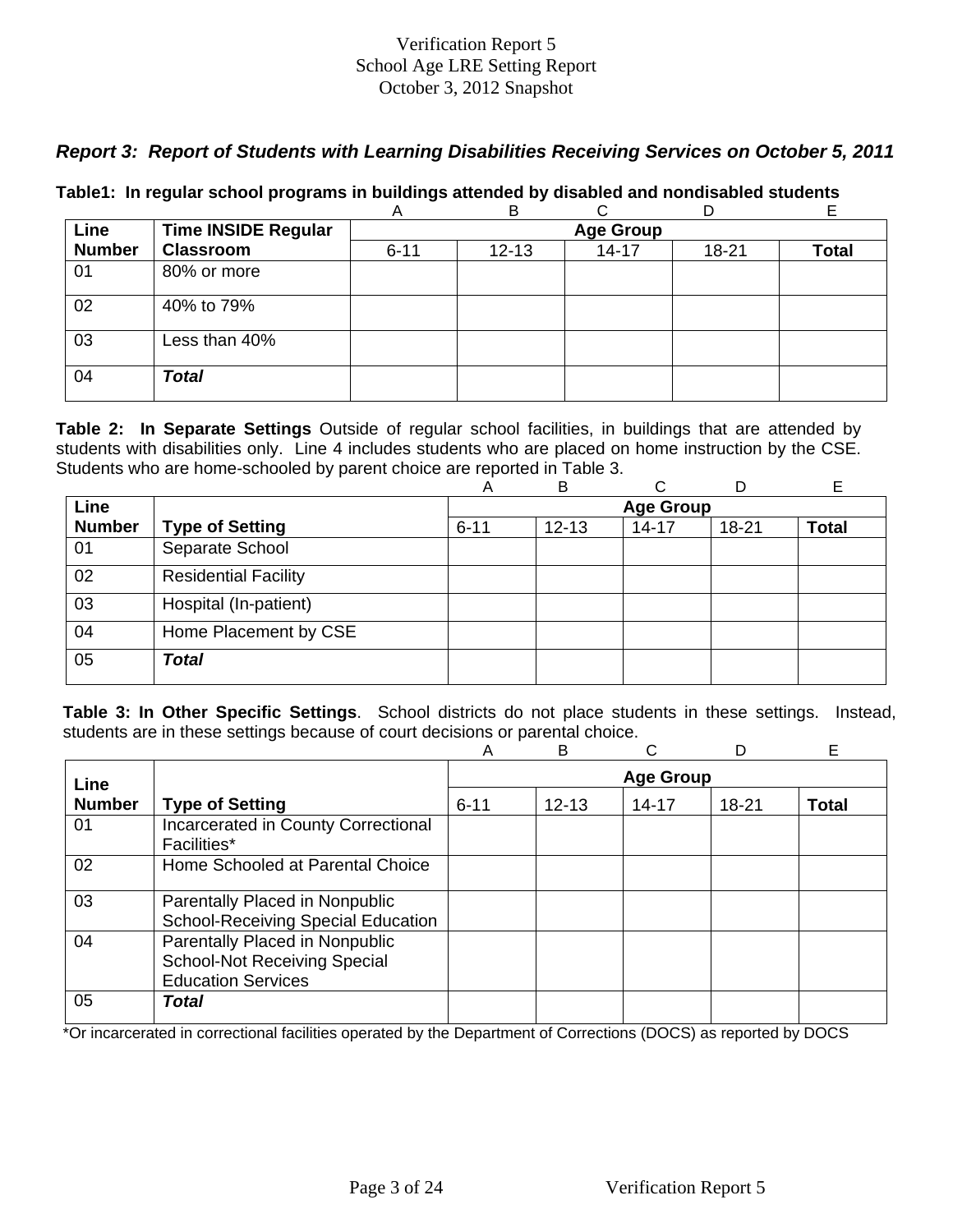Verification Report 5
School Age LRE Setting Report
October 3, 2012 Snapshot

### *Report 3: Report of Students with Learning Disabilities Receiving Services on October 5, 2011*

**Table1: In regular school programs in buildings attended by disabled and nondisabled students**

| | | A | B | C | D | E |
|---|---|---|---|---|---|---|
| **Line Number** | **Time INSIDE Regular Classroom** | **Age Group** | | | | |
| | | 6-11 | 12-13 | 14-17 | 18-21 | **Total** |
| 01 | 80% or more | | | | | |
| 02 | 40% to 79% | | | | | |
| 03 | Less than 40% | | | | | |
| 04 | ***Total*** | | | | | |

**Table 2: In Separate Settings** Outside of regular school facilities, in buildings that are attended by students with disabilities only. Line 4 includes students who are placed on home instruction by the CSE. Students who are home-schooled by parent choice are reported in Table 3.

| | | A | B | C | D | E |
|---|---|---|---|---|---|---|
| **Line Number** | **Type of Setting** | **Age Group** | | | | |
| | | 6-11 | 12-13 | 14-17 | 18-21 | **Total** |
| 01 | Separate School | | | | | |
| 02 | Residential Facility | | | | | |
| 03 | Hospital (In-patient) | | | | | |
| 04 | Home Placement by CSE | | | | | |
| 05 | ***Total*** | | | | | |

**Table 3: In Other Specific Settings**. School districts do not place students in these settings. Instead, students are in these settings because of court decisions or parental choice.

| | | A | B | C | D | E |
|---|---|---|---|---|---|---|
| **Line Number** | **Type of Setting** | **Age Group** | | | | |
| | | 6-11 | 12-13 | 14-17 | 18-21 | **Total** |
| 01 | Incarcerated in County Correctional Facilities* | | | | | |
| 02 | Home Schooled at Parental Choice | | | | | |
| 03 | Parentally Placed in Nonpublic School-Receiving Special Education | | | | | |
| 04 | Parentally Placed in Nonpublic School-Not Receiving Special Education Services | | | | | |
| 05 | ***Total*** | | | | | |

*Or incarcerated in correctional facilities operated by the Department of Corrections (DOCS) as reported by DOCS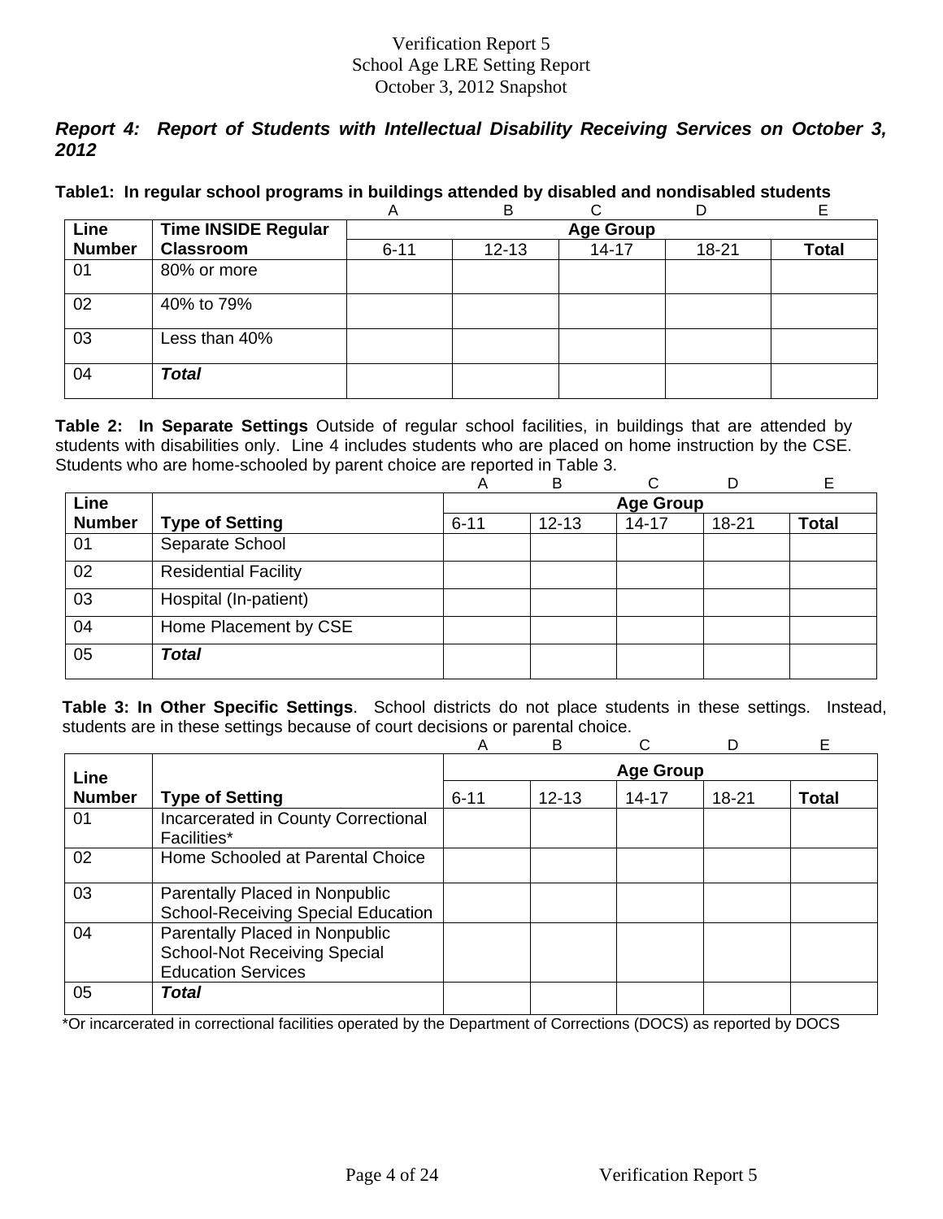# Verification Report 5
## School Age LRE Setting Report
## October 3, 2012 Snapshot

### *Report 4: Report of Students with Intellectual Disability Receiving Services on October 3, 2012*

**Table1: In regular school programs in buildings attended by disabled and nondisabled students**

| Line Number | Time INSIDE Regular Classroom | A<br>Age Group<br>6-11 | B<br><br>12-13 | C<br><br>14-17 | D<br><br>18-21 | E<br><br>**Total** |
|---|---|---|---|---|---|---|
| 01 | 80% or more | | | | | |
| 02 | 40% to 79% | | | | | |
| 03 | Less than 40% | | | | | |
| 04 | ***Total*** | | | | | |

**Table 2: In Separate Settings** Outside of regular school facilities, in buildings that are attended by students with disabilities only. Line 4 includes students who are placed on home instruction by the CSE. Students who are home-schooled by parent choice are reported in Table 3.

| Line Number | Type of Setting | A<br>Age Group<br>6-11 | B<br><br>12-13 | C<br><br>14-17 | D<br><br>18-21 | E<br><br>**Total** |
|---|---|---|---|---|---|---|
| 01 | Separate School | | | | | |
| 02 | Residential Facility | | | | | |
| 03 | Hospital (In-patient) | | | | | |
| 04 | Home Placement by CSE | | | | | |
| 05 | ***Total*** | | | | | |

**Table 3: In Other Specific Settings**. School districts do not place students in these settings. Instead, students are in these settings because of court decisions or parental choice.

| Line Number | Type of Setting | A<br>Age Group<br>6-11 | B<br><br>12-13 | C<br><br>14-17 | D<br><br>18-21 | E<br><br>**Total** |
|---|---|---|---|---|---|---|
| 01 | Incarcerated in County Correctional Facilities* | | | | | |
| 02 | Home Schooled at Parental Choice | | | | | |
| 03 | Parentally Placed in Nonpublic School-Receiving Special Education | | | | | |
| 04 | Parentally Placed in Nonpublic School-Not Receiving Special Education Services | | | | | |
| 05 | ***Total*** | | | | | |

*Or incarcerated in correctional facilities operated by the Department of Corrections (DOCS) as reported by DOCS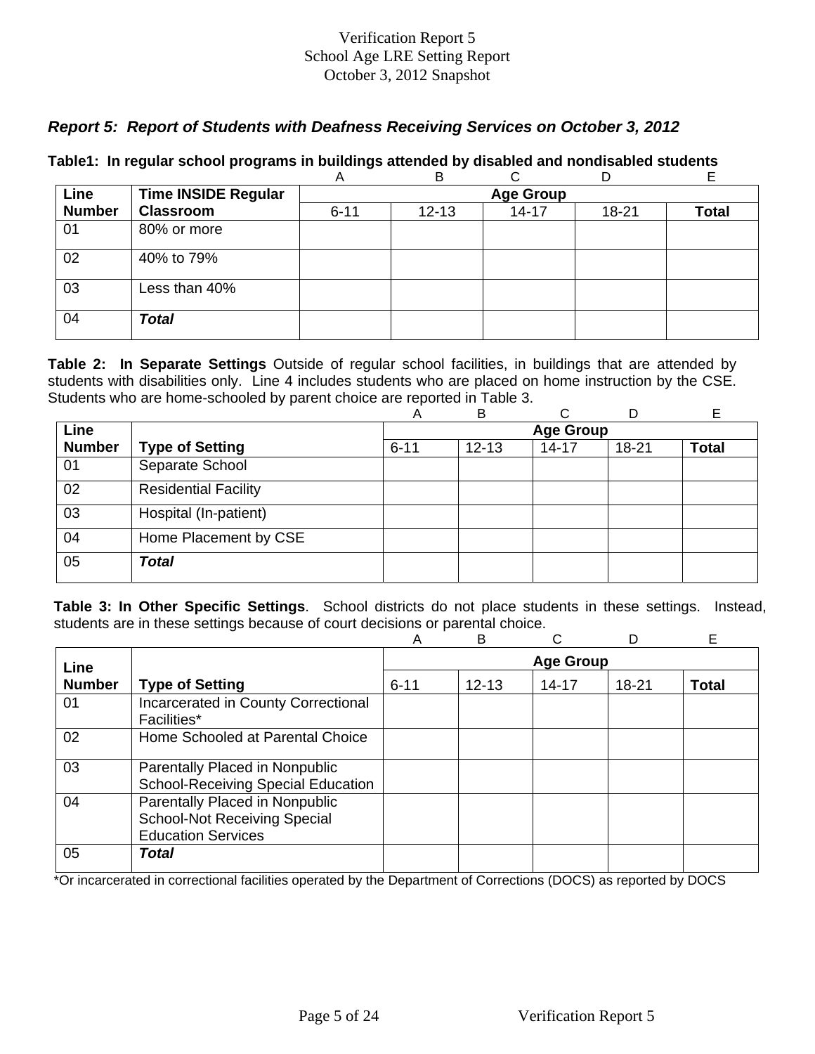Verification Report 5
School Age LRE Setting Report
October 3, 2012 Snapshot

## *Report 5: Report of Students with Deafness Receiving Services on October 3, 2012*

**Table1: In regular school programs in buildings attended by disabled and nondisabled students**

| | | A | B | C | D | E |
|---|---|---|---|---|---|---|
| **Line Number** | **Time INSIDE Regular Classroom** | **Age Group** | | | | |
| | | 6-11 | 12-13 | 14-17 | 18-21 | **Total** |
| 01 | 80% or more | | | | | |
| 02 | 40% to 79% | | | | | |
| 03 | Less than 40% | | | | | |
| 04 | ***Total*** | | | | | |

**Table 2: In Separate Settings** Outside of regular school facilities, in buildings that are attended by students with disabilities only. Line 4 includes students who are placed on home instruction by the CSE. Students who are home-schooled by parent choice are reported in Table 3.

| | | A | B | C | D | E |
|---|---|---|---|---|---|---|
| **Line Number** | **Type of Setting** | **Age Group** | | | | |
| | | 6-11 | 12-13 | 14-17 | 18-21 | **Total** |
| 01 | Separate School | | | | | |
| 02 | Residential Facility | | | | | |
| 03 | Hospital (In-patient) | | | | | |
| 04 | Home Placement by CSE | | | | | |
| 05 | ***Total*** | | | | | |

**Table 3: In Other Specific Settings**. School districts do not place students in these settings. Instead, students are in these settings because of court decisions or parental choice.

| | | A | B | C | D | E |
|---|---|---|---|---|---|---|
| **Line Number** | **Type of Setting** | **Age Group** | | | | |
| | | 6-11 | 12-13 | 14-17 | 18-21 | **Total** |
| 01 | Incarcerated in County Correctional Facilities* | | | | | |
| 02 | Home Schooled at Parental Choice | | | | | |
| 03 | Parentally Placed in Nonpublic School-Receiving Special Education | | | | | |
| 04 | Parentally Placed in Nonpublic School-Not Receiving Special Education Services | | | | | |
| 05 | ***Total*** | | | | | |

*Or incarcerated in correctional facilities operated by the Department of Corrections (DOCS) as reported by DOCS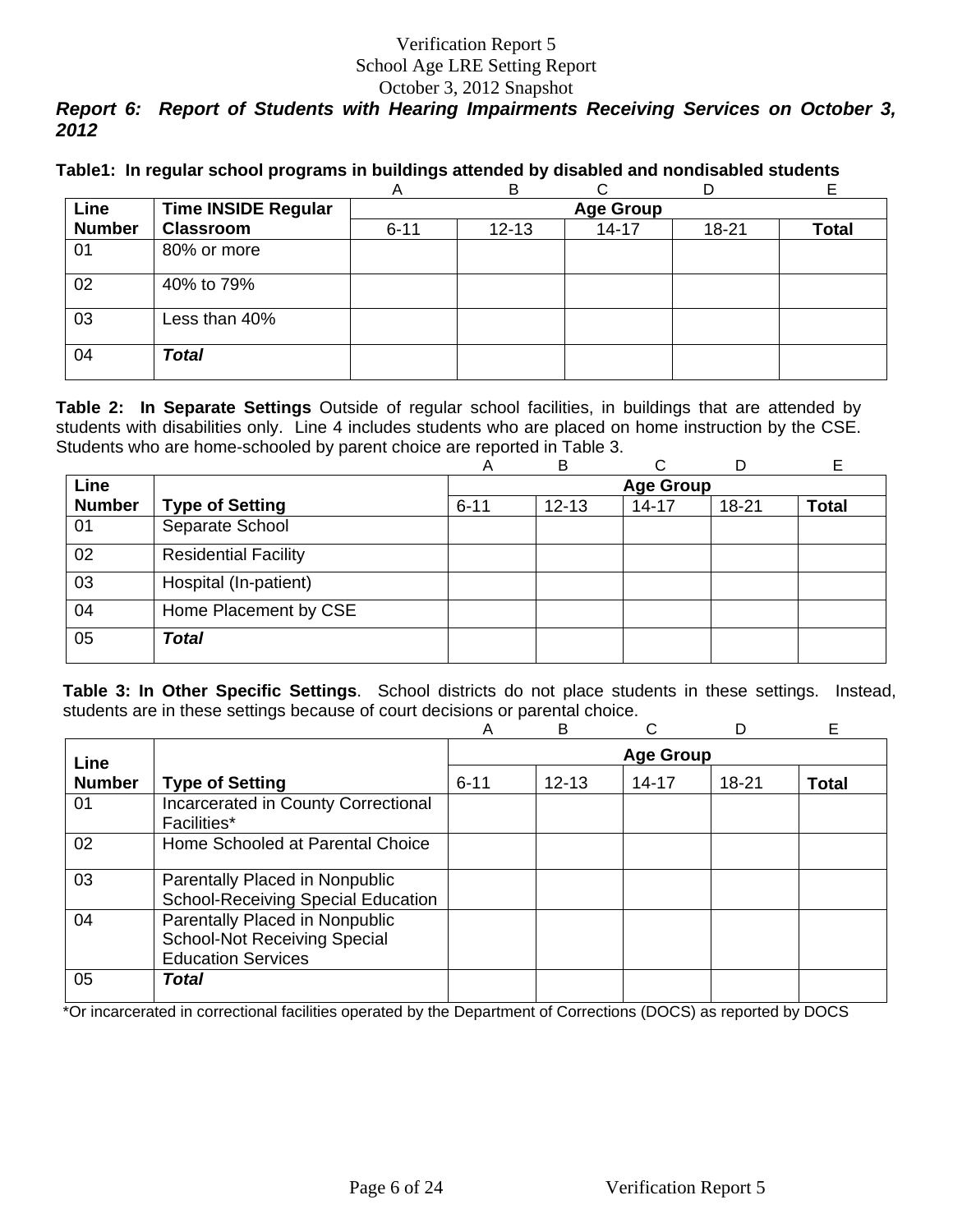Verification Report 5
School Age LRE Setting Report
October 3, 2012 Snapshot

### *Report 6: Report of Students with Hearing Impairments Receiving Services on October 3, 2012*

**Table1: In regular school programs in buildings attended by disabled and nondisabled students**

| | | A | B | C | D | E |
|---|---|---|---|---|---|---|
| **Line Number** | **Time INSIDE Regular Classroom** | **Age Group** | | | | |
| | | 6-11 | 12-13 | 14-17 | 18-21 | **Total** |
| 01 | 80% or more | | | | | |
| 02 | 40% to 79% | | | | | |
| 03 | Less than 40% | | | | | |
| 04 | ***Total*** | | | | | |

**Table 2: In Separate Settings** Outside of regular school facilities, in buildings that are attended by students with disabilities only. Line 4 includes students who are placed on home instruction by the CSE. Students who are home-schooled by parent choice are reported in Table 3.

| | | A | B | C | D | E |
|---|---|---|---|---|---|---|
| **Line Number** | **Type of Setting** | **Age Group** | | | | |
| | | 6-11 | 12-13 | 14-17 | 18-21 | **Total** |
| 01 | Separate School | | | | | |
| 02 | Residential Facility | | | | | |
| 03 | Hospital (In-patient) | | | | | |
| 04 | Home Placement by CSE | | | | | |
| 05 | ***Total*** | | | | | |

**Table 3: In Other Specific Settings**. School districts do not place students in these settings. Instead, students are in these settings because of court decisions or parental choice.

| | | A | B | C | D | E |
|---|---|---|---|---|---|---|
| **Line Number** | **Type of Setting** | **Age Group** | | | | |
| | | 6-11 | 12-13 | 14-17 | 18-21 | **Total** |
| 01 | Incarcerated in County Correctional Facilities* | | | | | |
| 02 | Home Schooled at Parental Choice | | | | | |
| 03 | Parentally Placed in Nonpublic School-Receiving Special Education | | | | | |
| 04 | Parentally Placed in Nonpublic School-Not Receiving Special Education Services | | | | | |
| 05 | ***Total*** | | | | | |

*Or incarcerated in correctional facilities operated by the Department of Corrections (DOCS) as reported by DOCS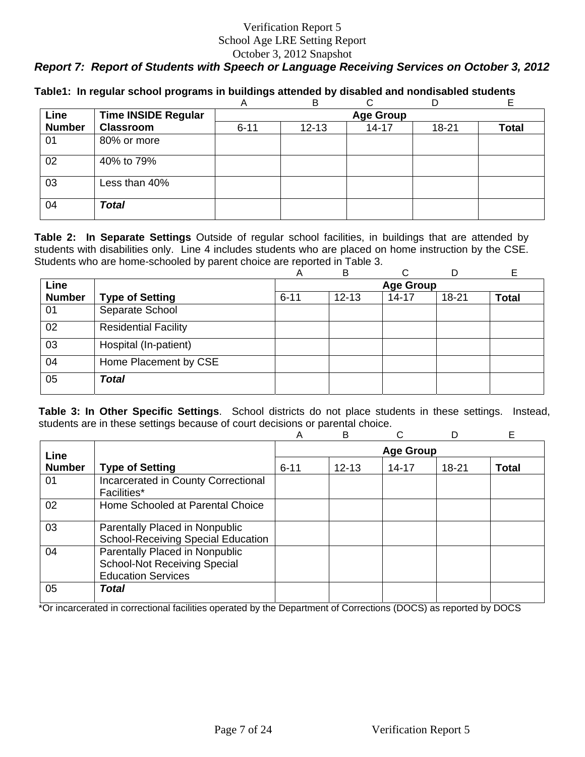Verification Report 5
School Age LRE Setting Report
October 3, 2012 Snapshot

## *Report 7: Report of Students with Speech or Language Receiving Services on October 3, 2012*

**Table1: In regular school programs in buildings attended by disabled and nondisabled students**

| | | A | B | C | D | E |
|---|---|---|---|---|---|---|
| **Line Number** | **Time INSIDE Regular Classroom** | **Age Group** | | | | |
| | | 6-11 | 12-13 | 14-17 | 18-21 | **Total** |
| 01 | 80% or more | | | | | |
| 02 | 40% to 79% | | | | | |
| 03 | Less than 40% | | | | | |
| 04 | ***Total*** | | | | | |

**Table 2: In Separate Settings** Outside of regular school facilities, in buildings that are attended by students with disabilities only. Line 4 includes students who are placed on home instruction by the CSE. Students who are home-schooled by parent choice are reported in Table 3.

| | | A | B | C | D | E |
|---|---|---|---|---|---|---|
| **Line Number** | **Type of Setting** | **Age Group** | | | | |
| | | 6-11 | 12-13 | 14-17 | 18-21 | **Total** |
| 01 | Separate School | | | | | |
| 02 | Residential Facility | | | | | |
| 03 | Hospital (In-patient) | | | | | |
| 04 | Home Placement by CSE | | | | | |
| 05 | ***Total*** | | | | | |

**Table 3: In Other Specific Settings**. School districts do not place students in these settings. Instead, students are in these settings because of court decisions or parental choice.

| | | A | B | C | D | E |
|---|---|---|---|---|---|---|
| **Line Number** | **Type of Setting** | **Age Group** | | | | |
| | | 6-11 | 12-13 | 14-17 | 18-21 | **Total** |
| 01 | Incarcerated in County Correctional Facilities* | | | | | |
| 02 | Home Schooled at Parental Choice | | | | | |
| 03 | Parentally Placed in Nonpublic School-Receiving Special Education | | | | | |
| 04 | Parentally Placed in Nonpublic School-Not Receiving Special Education Services | | | | | |
| 05 | ***Total*** | | | | | |

*Or incarcerated in correctional facilities operated by the Department of Corrections (DOCS) as reported by DOCS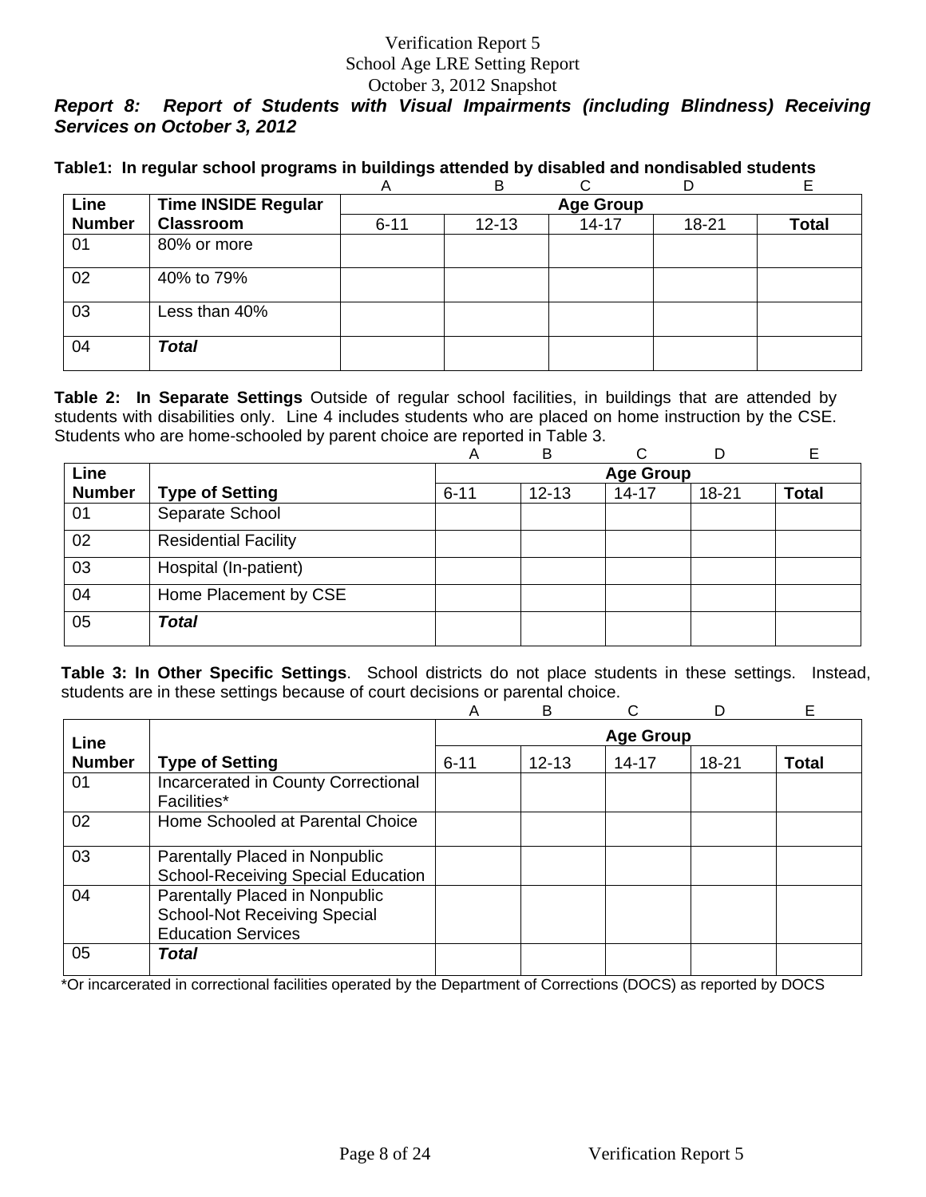Verification Report 5
School Age LRE Setting Report
October 3, 2012 Snapshot

***Report 8: Report of Students with Visual Impairments (including Blindness) Receiving Services on October 3, 2012***

**Table1: In regular school programs in buildings attended by disabled and nondisabled students**

| Line Number | Time INSIDE Regular Classroom | A | B | C | D | E |
|---|---|---|---|---|---|---|
| | | Age Group | | | | |
| | | 6-11 | 12-13 | 14-17 | 18-21 | **Total** |
| 01 | 80% or more | | | | | |
| 02 | 40% to 79% | | | | | |
| 03 | Less than 40% | | | | | |
| 04 | ***Total*** | | | | | |

**Table 2: In Separate Settings** Outside of regular school facilities, in buildings that are attended by students with disabilities only. Line 4 includes students who are placed on home instruction by the CSE. Students who are home-schooled by parent choice are reported in Table 3.

| Line Number | Type of Setting | A | B | C | D | E |
|---|---|---|---|---|---|---|
| | | Age Group | | | | |
| | | 6-11 | 12-13 | 14-17 | 18-21 | **Total** |
| 01 | Separate School | | | | | |
| 02 | Residential Facility | | | | | |
| 03 | Hospital (In-patient) | | | | | |
| 04 | Home Placement by CSE | | | | | |
| 05 | ***Total*** | | | | | |

**Table 3: In Other Specific Settings**. School districts do not place students in these settings. Instead, students are in these settings because of court decisions or parental choice.

| Line Number | Type of Setting | A | B | C | D | E |
|---|---|---|---|---|---|---|
| | | Age Group | | | | |
| | | 6-11 | 12-13 | 14-17 | 18-21 | **Total** |
| 01 | Incarcerated in County Correctional Facilities* | | | | | |
| 02 | Home Schooled at Parental Choice | | | | | |
| 03 | Parentally Placed in Nonpublic School-Receiving Special Education | | | | | |
| 04 | Parentally Placed in Nonpublic School-Not Receiving Special Education Services | | | | | |
| 05 | ***Total*** | | | | | |

*Or incarcerated in correctional facilities operated by the Department of Corrections (DOCS) as reported by DOCS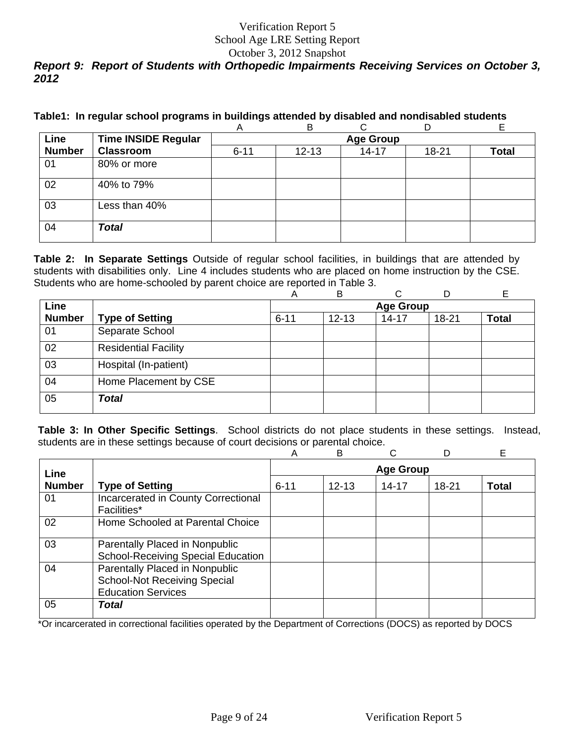Verification Report 5
School Age LRE Setting Report
October 3, 2012 Snapshot

***Report 9: Report of Students with Orthopedic Impairments Receiving Services on October 3, 2012***

**Table1: In regular school programs in buildings attended by disabled and nondisabled students**

| | | A | B | C | D | E |
|---|---|---|---|---|---|---|
| **Line Number** | **Time INSIDE Regular Classroom** | **Age Group** | | | | |
| | | 6-11 | 12-13 | 14-17 | 18-21 | **Total** |
| 01 | 80% or more | | | | | |
| 02 | 40% to 79% | | | | | |
| 03 | Less than 40% | | | | | |
| 04 | ***Total*** | | | | | |

**Table 2: In Separate Settings** Outside of regular school facilities, in buildings that are attended by students with disabilities only. Line 4 includes students who are placed on home instruction by the CSE. Students who are home-schooled by parent choice are reported in Table 3.

| | | A | B | C | D | E |
|---|---|---|---|---|---|---|
| **Line Number** | **Type of Setting** | **Age Group** | | | | |
| | | 6-11 | 12-13 | 14-17 | 18-21 | **Total** |
| 01 | Separate School | | | | | |
| 02 | Residential Facility | | | | | |
| 03 | Hospital (In-patient) | | | | | |
| 04 | Home Placement by CSE | | | | | |
| 05 | ***Total*** | | | | | |

**Table 3: In Other Specific Settings**. School districts do not place students in these settings. Instead, students are in these settings because of court decisions or parental choice.

| | | A | B | C | D | E |
|---|---|---|---|---|---|---|
| **Line Number** | **Type of Setting** | **Age Group** | | | | |
| | | 6-11 | 12-13 | 14-17 | 18-21 | **Total** |
| 01 | Incarcerated in County Correctional Facilities* | | | | | |
| 02 | Home Schooled at Parental Choice | | | | | |
| 03 | Parentally Placed in Nonpublic School-Receiving Special Education | | | | | |
| 04 | Parentally Placed in Nonpublic School-Not Receiving Special Education Services | | | | | |
| 05 | ***Total*** | | | | | |

*Or incarcerated in correctional facilities operated by the Department of Corrections (DOCS) as reported by DOCS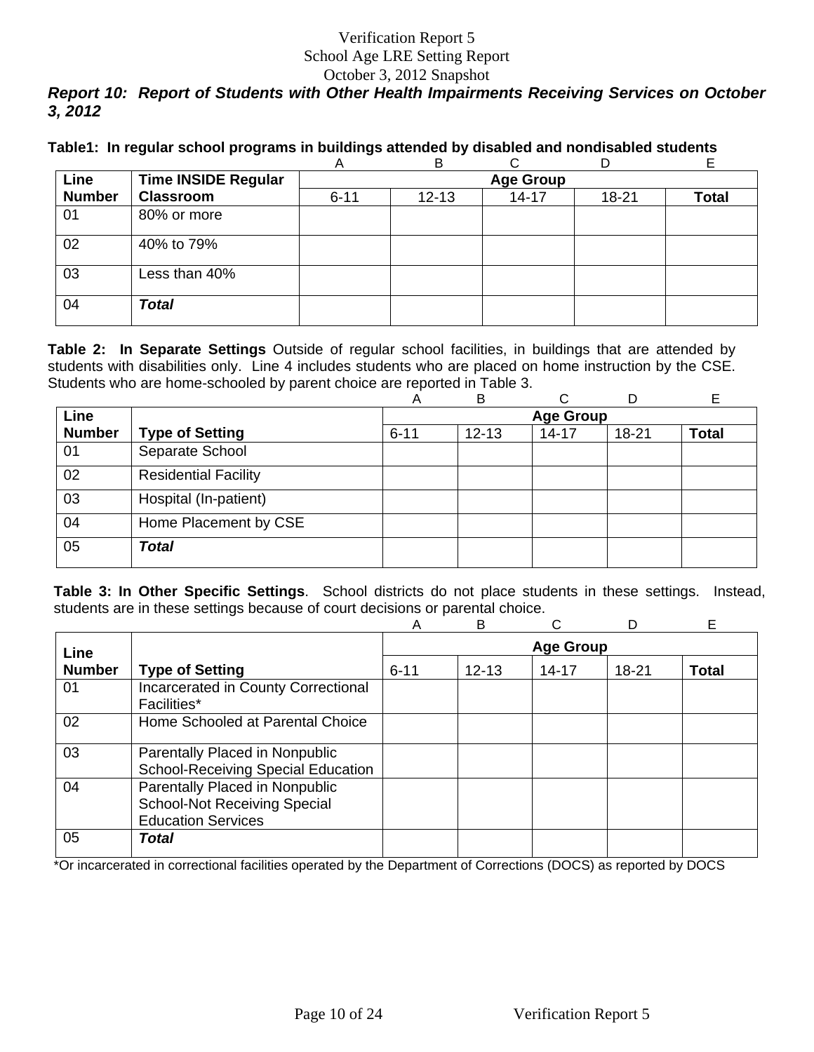Verification Report 5
School Age LRE Setting Report
October 3, 2012 Snapshot

### *Report 10: Report of Students with Other Health Impairments Receiving Services on October 3, 2012*

**Table1: In regular school programs in buildings attended by disabled and nondisabled students**

| | | A | B | C | D | E |
|---|---|---|---|---|---|---|
| **Line Number** | **Time INSIDE Regular Classroom** | **Age Group** | | | | |
| | | 6-11 | 12-13 | 14-17 | 18-21 | **Total** |
| 01 | 80% or more | | | | | |
| 02 | 40% to 79% | | | | | |
| 03 | Less than 40% | | | | | |
| 04 | ***Total*** | | | | | |

**Table 2: In Separate Settings** Outside of regular school facilities, in buildings that are attended by students with disabilities only. Line 4 includes students who are placed on home instruction by the CSE. Students who are home-schooled by parent choice are reported in Table 3.

| | | A | B | C | D | E |
|---|---|---|---|---|---|---|
| **Line Number** | **Type of Setting** | **Age Group** | | | | |
| | | 6-11 | 12-13 | 14-17 | 18-21 | **Total** |
| 01 | Separate School | | | | | |
| 02 | Residential Facility | | | | | |
| 03 | Hospital (In-patient) | | | | | |
| 04 | Home Placement by CSE | | | | | |
| 05 | ***Total*** | | | | | |

**Table 3: In Other Specific Settings**. School districts do not place students in these settings. Instead, students are in these settings because of court decisions or parental choice.

| | | A | B | C | D | E |
|---|---|---|---|---|---|---|
| **Line Number** | **Type of Setting** | **Age Group** | | | | |
| | | 6-11 | 12-13 | 14-17 | 18-21 | **Total** |
| 01 | Incarcerated in County Correctional Facilities* | | | | | |
| 02 | Home Schooled at Parental Choice | | | | | |
| 03 | Parentally Placed in Nonpublic School-Receiving Special Education | | | | | |
| 04 | Parentally Placed in Nonpublic School-Not Receiving Special Education Services | | | | | |
| 05 | ***Total*** | | | | | |

*Or incarcerated in correctional facilities operated by the Department of Corrections (DOCS) as reported by DOCS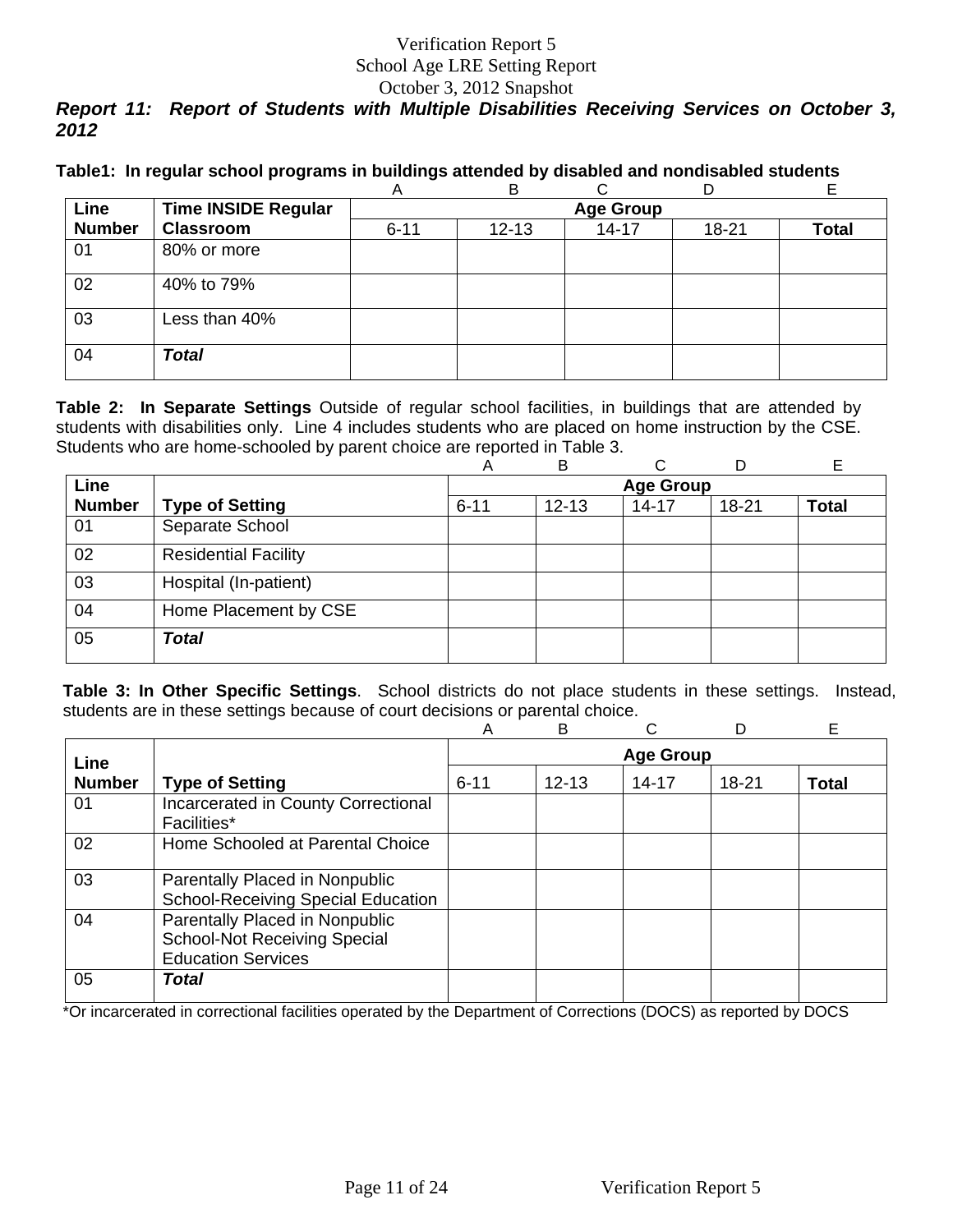Verification Report 5
School Age LRE Setting Report
October 3, 2012 Snapshot

***Report 11: Report of Students with Multiple Disabilities Receiving Services on October 3, 2012***

**Table1: In regular school programs in buildings attended by disabled and nondisabled students**

| Line Number | Time INSIDE Regular Classroom | A<br>Age Group<br>6-11 | B<br><br>12-13 | C<br><br>14-17 | D<br><br>18-21 | E<br><br>Total |
|---|---|---|---|---|---|---|
| 01 | 80% or more | | | | | |
| 02 | 40% to 79% | | | | | |
| 03 | Less than 40% | | | | | |
| 04 | ***Total*** | | | | | |

**Table 2: In Separate Settings** Outside of regular school facilities, in buildings that are attended by students with disabilities only. Line 4 includes students who are placed on home instruction by the CSE. Students who are home-schooled by parent choice are reported in Table 3.

| Line Number | Type of Setting | A<br>Age Group<br>6-11 | B<br><br>12-13 | C<br><br>14-17 | D<br><br>18-21 | E<br><br>Total |
|---|---|---|---|---|---|---|
| 01 | Separate School | | | | | |
| 02 | Residential Facility | | | | | |
| 03 | Hospital (In-patient) | | | | | |
| 04 | Home Placement by CSE | | | | | |
| 05 | ***Total*** | | | | | |

**Table 3: In Other Specific Settings**. School districts do not place students in these settings. Instead, students are in these settings because of court decisions or parental choice.

| Line Number | Type of Setting | A<br>Age Group<br>6-11 | B<br><br>12-13 | C<br><br>14-17 | D<br><br>18-21 | E<br><br>Total |
|---|---|---|---|---|---|---|
| 01 | Incarcerated in County Correctional Facilities* | | | | | |
| 02 | Home Schooled at Parental Choice | | | | | |
| 03 | Parentally Placed in Nonpublic School-Receiving Special Education | | | | | |
| 04 | Parentally Placed in Nonpublic School-Not Receiving Special Education Services | | | | | |
| 05 | ***Total*** | | | | | |

*Or incarcerated in correctional facilities operated by the Department of Corrections (DOCS) as reported by DOCS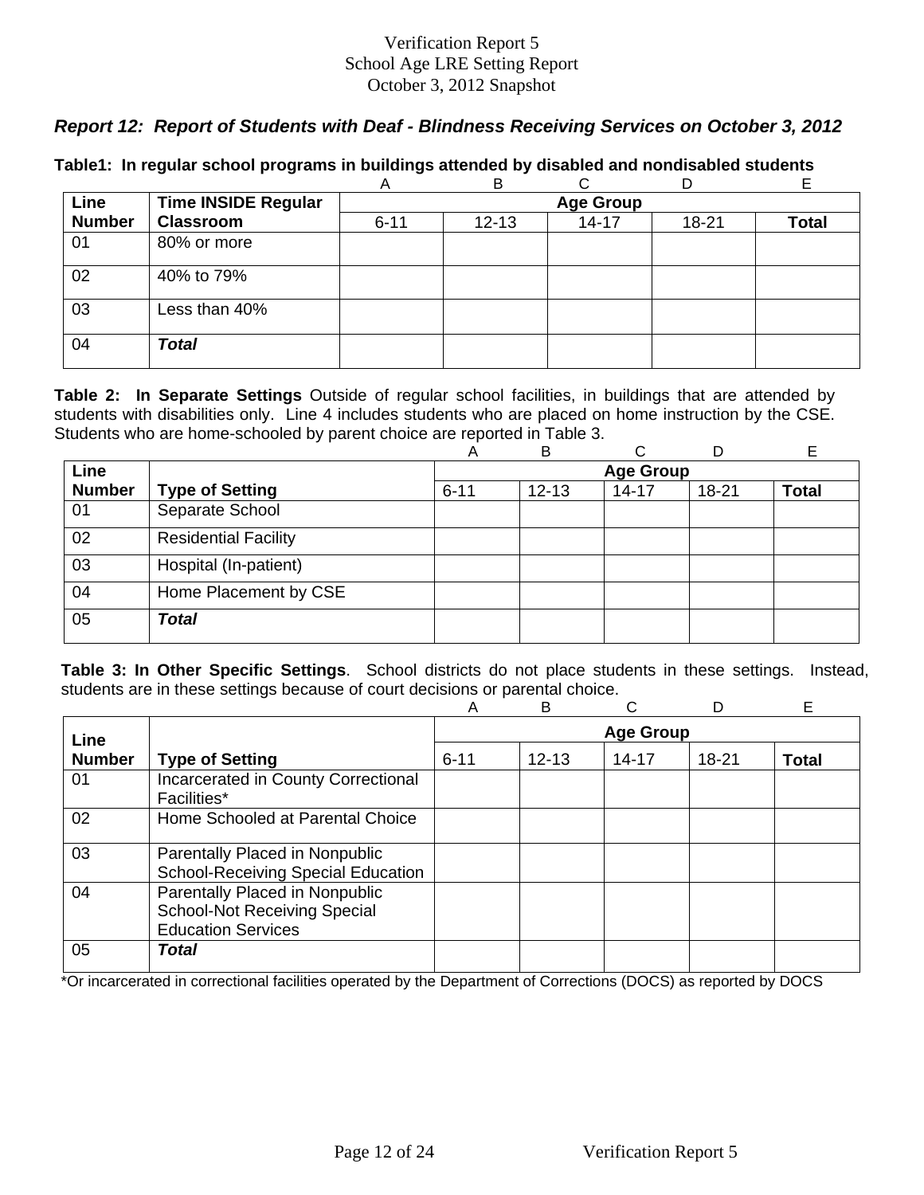Verification Report 5
School Age LRE Setting Report
October 3, 2012 Snapshot

### *Report 12: Report of Students with Deaf - Blindness Receiving Services on October 3, 2012*

**Table1: In regular school programs in buildings attended by disabled and nondisabled students**

| | | A | B | C | D | E |
|---|---|---|---|---|---|---|
| **Line Number** | **Time INSIDE Regular Classroom** | **Age Group** | | | | |
| | | 6-11 | 12-13 | 14-17 | 18-21 | **Total** |
| 01 | 80% or more | | | | | |
| 02 | 40% to 79% | | | | | |
| 03 | Less than 40% | | | | | |
| 04 | ***Total*** | | | | | |

**Table 2: In Separate Settings** Outside of regular school facilities, in buildings that are attended by students with disabilities only. Line 4 includes students who are placed on home instruction by the CSE. Students who are home-schooled by parent choice are reported in Table 3.

| | | A | B | C | D | E |
|---|---|---|---|---|---|---|
| **Line Number** | **Type of Setting** | **Age Group** | | | | |
| | | 6-11 | 12-13 | 14-17 | 18-21 | **Total** |
| 01 | Separate School | | | | | |
| 02 | Residential Facility | | | | | |
| 03 | Hospital (In-patient) | | | | | |
| 04 | Home Placement by CSE | | | | | |
| 05 | ***Total*** | | | | | |

**Table 3: In Other Specific Settings**. School districts do not place students in these settings. Instead, students are in these settings because of court decisions or parental choice.

| | | A | B | C | D | E |
|---|---|---|---|---|---|---|
| **Line Number** | **Type of Setting** | **Age Group** | | | | |
| | | 6-11 | 12-13 | 14-17 | 18-21 | **Total** |
| 01 | Incarcerated in County Correctional Facilities* | | | | | |
| 02 | Home Schooled at Parental Choice | | | | | |
| 03 | Parentally Placed in Nonpublic School-Receiving Special Education | | | | | |
| 04 | Parentally Placed in Nonpublic School-Not Receiving Special Education Services | | | | | |
| 05 | ***Total*** | | | | | |

*Or incarcerated in correctional facilities operated by the Department of Corrections (DOCS) as reported by DOCS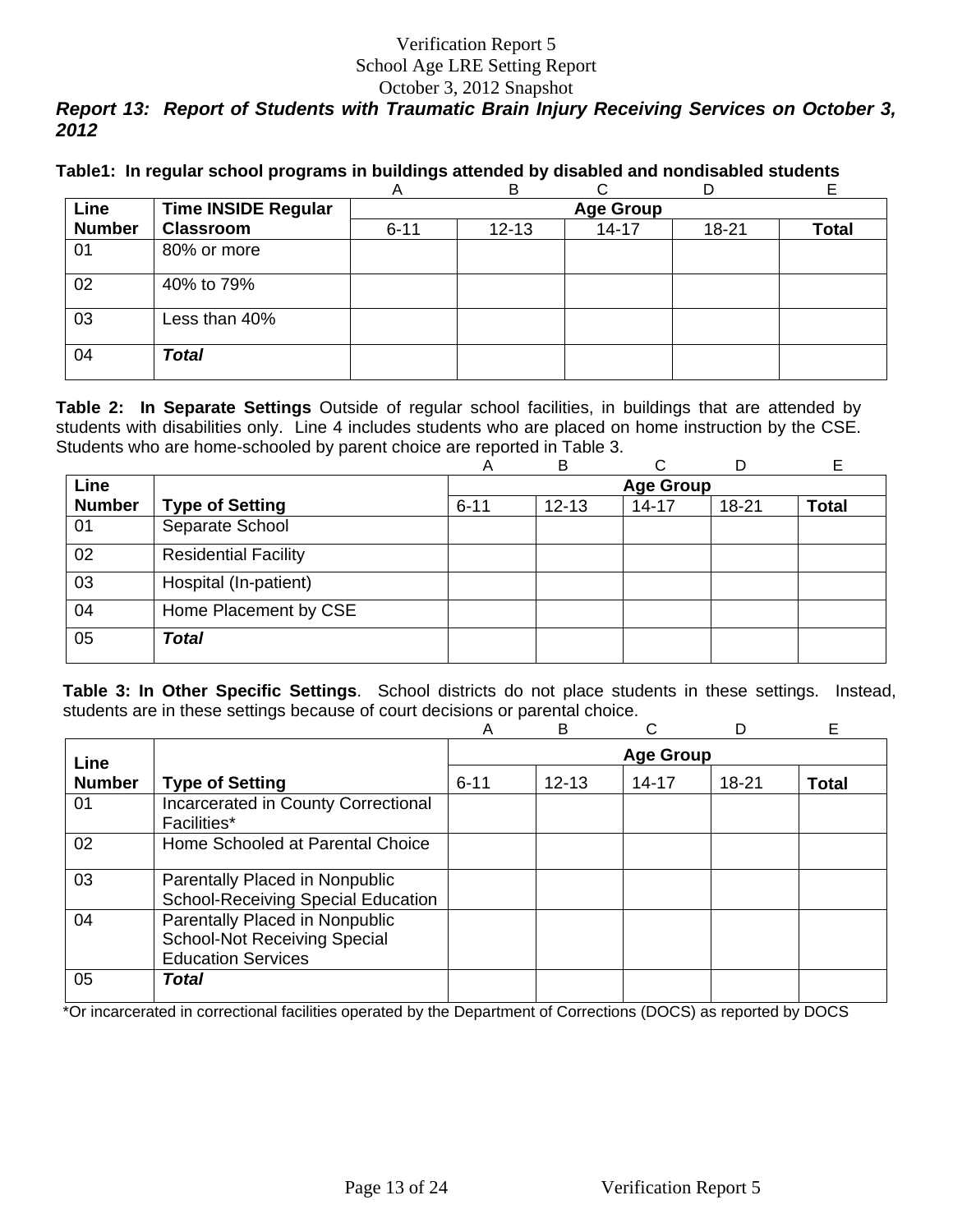Verification Report 5
School Age LRE Setting Report
October 3, 2012 Snapshot

### *Report 13: Report of Students with Traumatic Brain Injury Receiving Services on October 3, 2012*

**Table1: In regular school programs in buildings attended by disabled and nondisabled students**

| | | A | B | C | D | E |
|---|---|---|---|---|---|---|
| **Line Number** | **Time INSIDE Regular Classroom** | **Age Group** | | | | |
| | | 6-11 | 12-13 | 14-17 | 18-21 | **Total** |
| 01 | 80% or more | | | | | |
| 02 | 40% to 79% | | | | | |
| 03 | Less than 40% | | | | | |
| 04 | ***Total*** | | | | | |

**Table 2: In Separate Settings** Outside of regular school facilities, in buildings that are attended by students with disabilities only. Line 4 includes students who are placed on home instruction by the CSE. Students who are home-schooled by parent choice are reported in Table 3.

| | | A | B | C | D | E |
|---|---|---|---|---|---|---|
| **Line Number** | **Type of Setting** | **Age Group** | | | | |
| | | 6-11 | 12-13 | 14-17 | 18-21 | **Total** |
| 01 | Separate School | | | | | |
| 02 | Residential Facility | | | | | |
| 03 | Hospital (In-patient) | | | | | |
| 04 | Home Placement by CSE | | | | | |
| 05 | ***Total*** | | | | | |

**Table 3: In Other Specific Settings**. School districts do not place students in these settings. Instead, students are in these settings because of court decisions or parental choice.

| | | A | B | C | D | E |
|---|---|---|---|---|---|---|
| **Line Number** | **Type of Setting** | **Age Group** | | | | |
| | | 6-11 | 12-13 | 14-17 | 18-21 | **Total** |
| 01 | Incarcerated in County Correctional Facilities* | | | | | |
| 02 | Home Schooled at Parental Choice | | | | | |
| 03 | Parentally Placed in Nonpublic School-Receiving Special Education | | | | | |
| 04 | Parentally Placed in Nonpublic School-Not Receiving Special Education Services | | | | | |
| 05 | ***Total*** | | | | | |

*Or incarcerated in correctional facilities operated by the Department of Corrections (DOCS) as reported by DOCS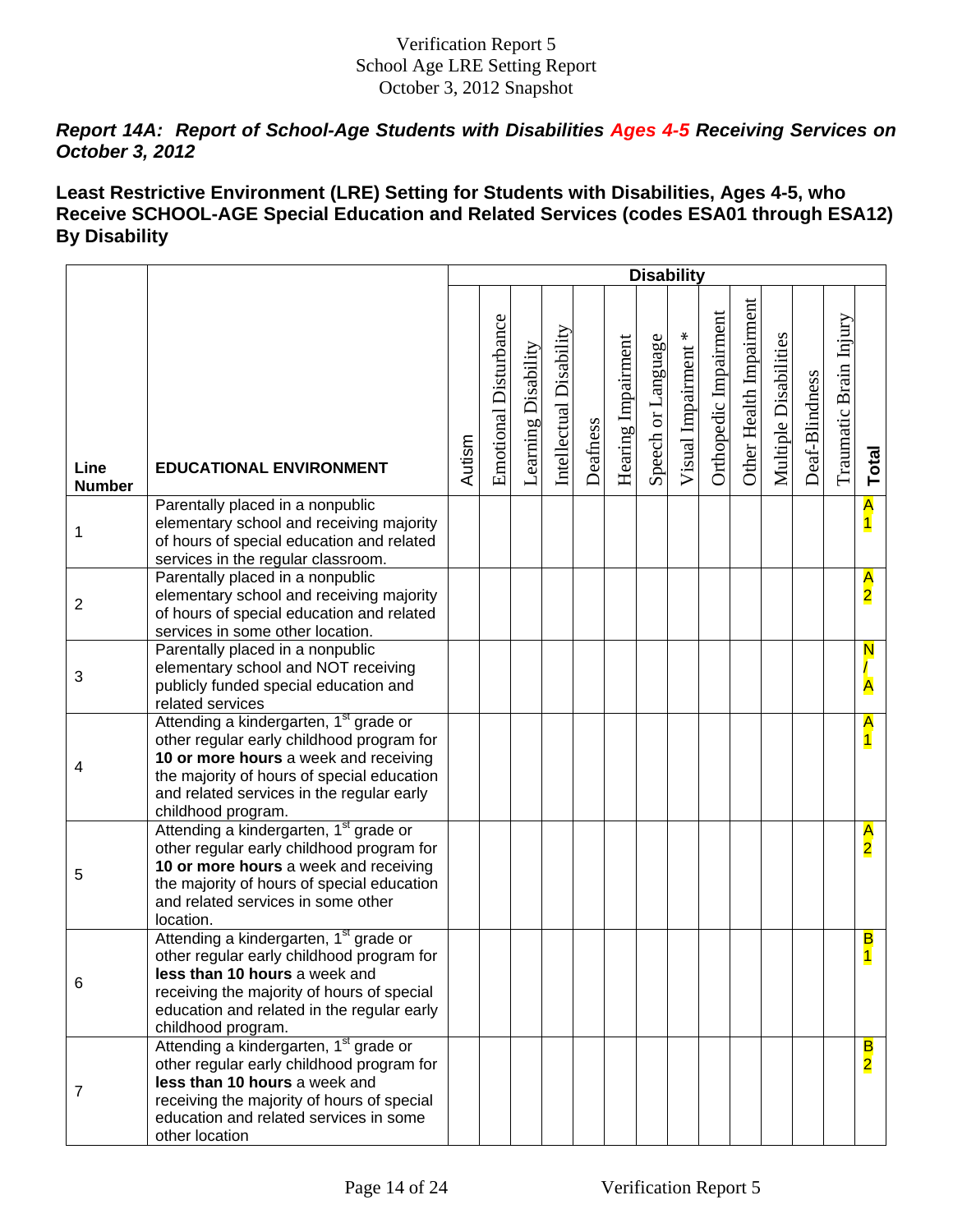Verification Report 5
School Age LRE Setting Report
October 3, 2012 Snapshot

### *Report 14A: Report of School-Age Students with Disabilities Ages 4-5 Receiving Services on October 3, 2012*

### Least Restrictive Environment (LRE) Setting for Students with Disabilities, Ages 4-5, who Receive SCHOOL-AGE Special Education and Related Services (codes ESA01 through ESA12) By Disability

| Line Number | EDUCATIONAL ENVIRONMENT | Disability | | | | | | | | | | | | | |
|---|---|---|---|---|---|---|---|---|---|---|---|---|---|---|---|
| | | Autism | Emotional Disturbance | Learning Disability | Intellectual Disability | Deafness | Hearing Impairment | Speech or Language | Visual Impairment * | Orthopedic Impairment | Other Health Impairment | Multiple Disabilities | Deaf-Blindness | Traumatic Brain Injury | Total |
| 1 | Parentally placed in a nonpublic elementary school and receiving majority of hours of special education and related services in the regular classroom. | | | | | | | | | | | | | | A1 |
| 2 | Parentally placed in a nonpublic elementary school and receiving majority of hours of special education and related services in some other location. | | | | | | | | | | | | | | A2 |
| 3 | Parentally placed in a nonpublic elementary school and NOT receiving publicly funded special education and related services | | | | | | | | | | | | | | N/A |
| 4 | Attending a kindergarten, 1st grade or other regular early childhood program for **10 or more hours** a week and receiving the majority of hours of special education and related services in the regular early childhood program. | | | | | | | | | | | | | | A1 |
| 5 | Attending a kindergarten, 1st grade or other regular early childhood program for **10 or more hours** a week and receiving the majority of hours of special education and related services in some other location. | | | | | | | | | | | | | | A2 |
| 6 | Attending a kindergarten, 1st grade or other regular early childhood program for **less than 10 hours** a week and receiving the majority of hours of special education and related in the regular early childhood program. | | | | | | | | | | | | | | B1 |
| 7 | Attending a kindergarten, 1st grade or other regular early childhood program for **less than 10 hours** a week and receiving the majority of hours of special education and related services in some other location | | | | | | | | | | | | | | B2 |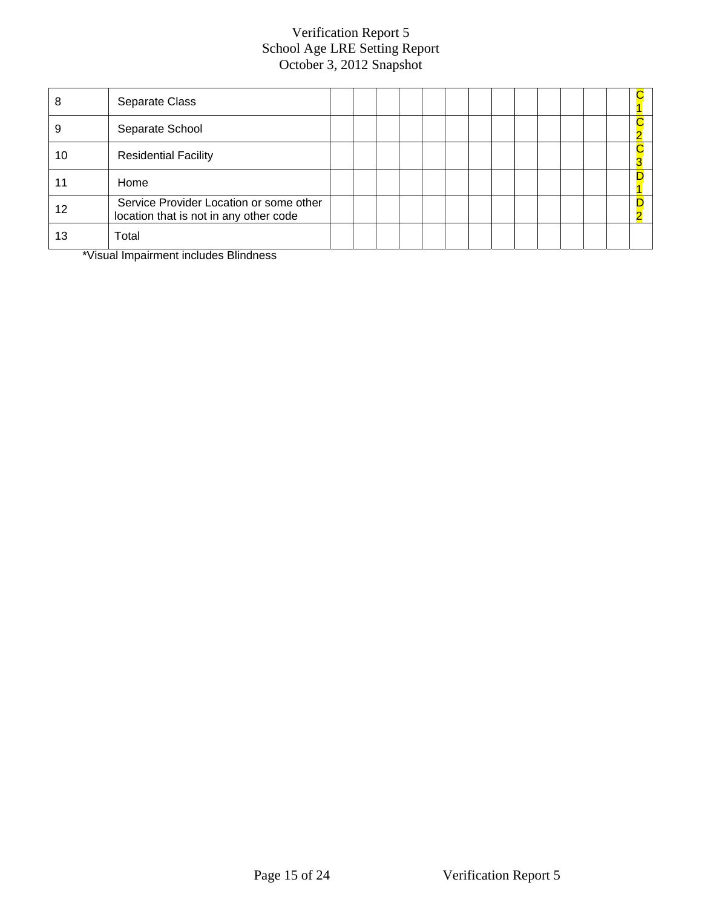# Verification Report 5
## School Age LRE Setting Report
### October 3, 2012 Snapshot

| | | | | | | | | | | | | | | | |
|---|---|---|---|---|---|---|---|---|---|---|---|---|---|---|---|
| 8 | Separate Class | | | | | | | | | | | | | | C1 |
| 9 | Separate School | | | | | | | | | | | | | | C2 |
| 10 | Residential Facility | | | | | | | | | | | | | | C3 |
| 11 | Home | | | | | | | | | | | | | | D1 |
| 12 | Service Provider Location or some other location that is not in any other code | | | | | | | | | | | | | | D2 |
| 13 | Total | | | | | | | | | | | | | | |

*Visual Impairment includes Blindness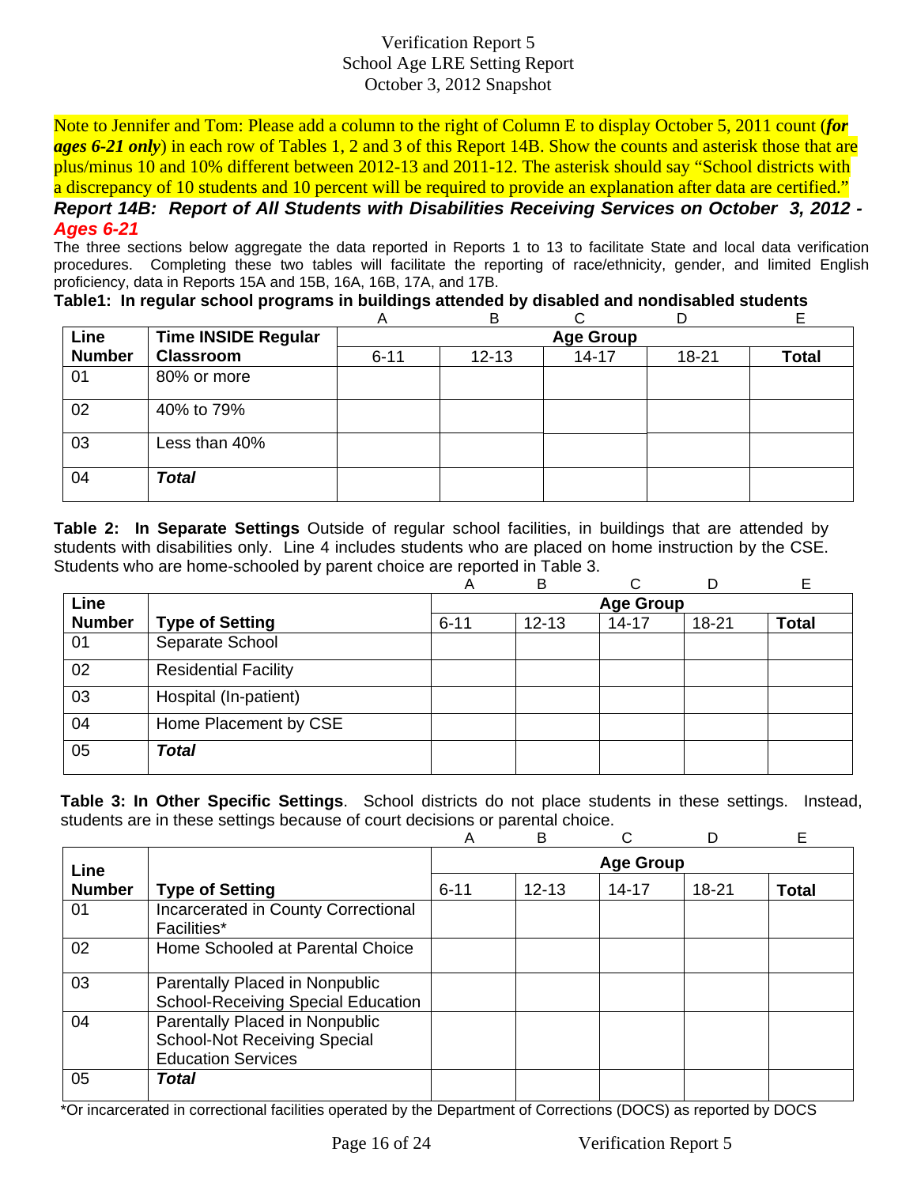Verification Report 5
School Age LRE Setting Report
October 3, 2012 Snapshot

Note to Jennifer and Tom: Please add a column to the right of Column E to display October 5, 2011 count (***for ages 6-21 only***) in each row of Tables 1, 2 and 3 of this Report 14B. Show the counts and asterisk those that are plus/minus 10 and 10% different between 2012-13 and 2011-12. The asterisk should say "School districts with a discrepancy of 10 students and 10 percent will be required to provide an explanation after data are certified."

***Report 14B: Report of All Students with Disabilities Receiving Services on October 3, 2012 - Ages 6-21***

The three sections below aggregate the data reported in Reports 1 to 13 to facilitate State and local data verification procedures. Completing these two tables will facilitate the reporting of race/ethnicity, gender, and limited English proficiency, data in Reports 15A and 15B, 16A, 16B, 17A, and 17B.

**Table1: In regular school programs in buildings attended by disabled and nondisabled students**

| | | A | B | C | D | E |
|---|---|---|---|---|---|---|
| **Line Number** | **Time INSIDE Regular Classroom** | **Age Group** | | | | |
| | | 6-11 | 12-13 | 14-17 | 18-21 | **Total** |
| 01 | 80% or more | | | | | |
| 02 | 40% to 79% | | | | | |
| 03 | Less than 40% | | | | | |
| 04 | ***Total*** | | | | | |

**Table 2: In Separate Settings** Outside of regular school facilities, in buildings that are attended by students with disabilities only. Line 4 includes students who are placed on home instruction by the CSE. Students who are home-schooled by parent choice are reported in Table 3.

| | | A | B | C | D | E |
|---|---|---|---|---|---|---|
| **Line Number** | **Type of Setting** | **Age Group** | | | | |
| | | 6-11 | 12-13 | 14-17 | 18-21 | **Total** |
| 01 | Separate School | | | | | |
| 02 | Residential Facility | | | | | |
| 03 | Hospital (In-patient) | | | | | |
| 04 | Home Placement by CSE | | | | | |
| 05 | ***Total*** | | | | | |

**Table 3: In Other Specific Settings**. School districts do not place students in these settings. Instead, students are in these settings because of court decisions or parental choice.

| | | A | B | C | D | E |
|---|---|---|---|---|---|---|
| **Line Number** | **Type of Setting** | **Age Group** | | | | |
| | | 6-11 | 12-13 | 14-17 | 18-21 | **Total** |
| 01 | Incarcerated in County Correctional Facilities* | | | | | |
| 02 | Home Schooled at Parental Choice | | | | | |
| 03 | Parentally Placed in Nonpublic School-Receiving Special Education | | | | | |
| 04 | Parentally Placed in Nonpublic School-Not Receiving Special Education Services | | | | | |
| 05 | ***Total*** | | | | | |

*Or incarcerated in correctional facilities operated by the Department of Corrections (DOCS) as reported by DOCS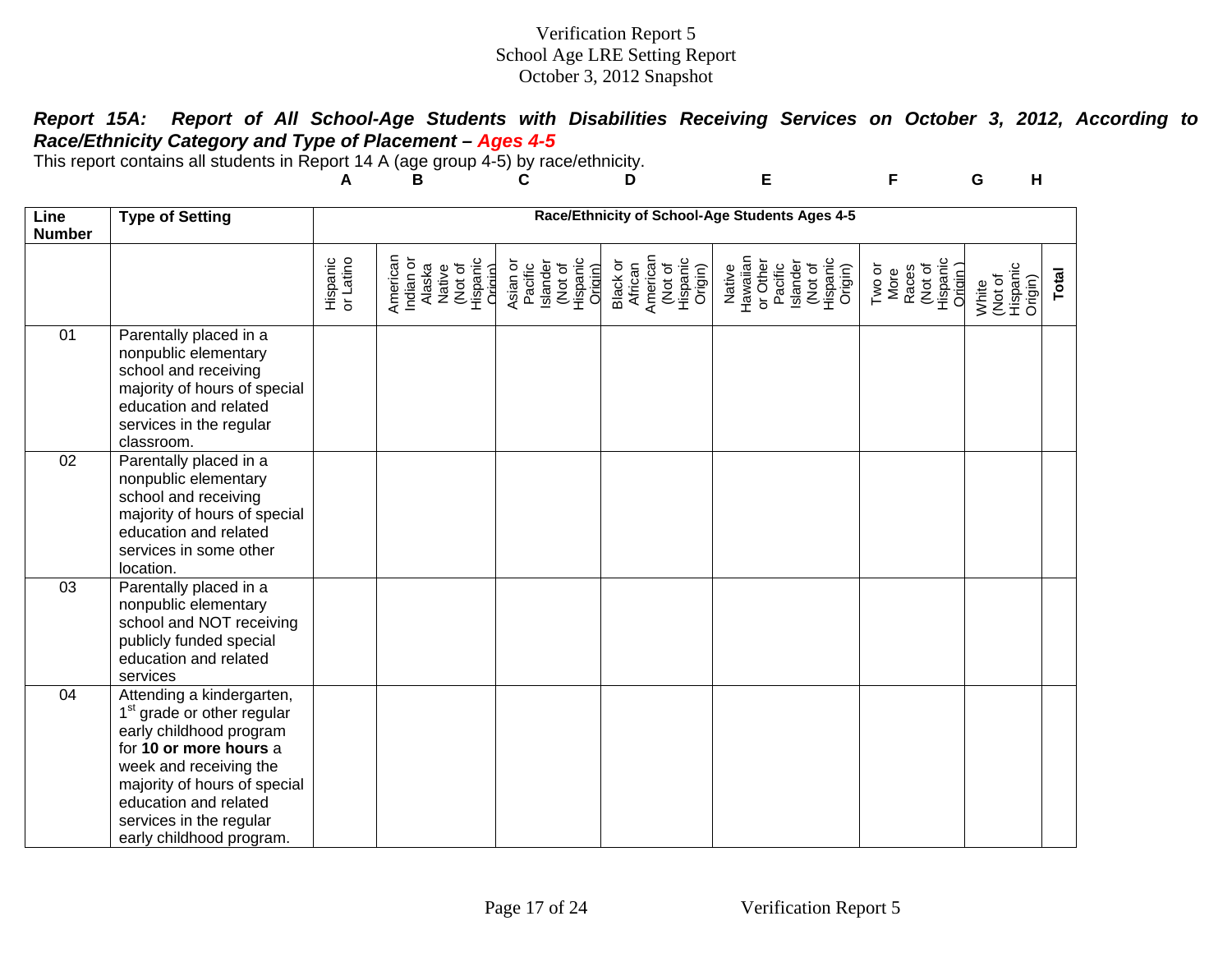Verification Report 5
School Age LRE Setting Report
October 3, 2012 Snapshot

***Report 15A: Report of All School-Age Students with Disabilities Receiving Services on October 3, 2012, According to Race/Ethnicity Category and Type of Placement – Ages 4-5***

This report contains all students in Report 14 A (age group 4-5) by race/ethnicity.

| Line Number | Type of Setting | Race/Ethnicity of School-Age Students Ages 4-5 | | | | | | | |
|---|---|---|---|---|---|---|---|---|---|
| | | A | B | C | D | E | F | G | H |
| | | Hispanic or Latino | American Indian or Alaska Native (Not of Hispanic Origin) | Asian or Pacific Islander (Not of Hispanic Origin) | Black or African American (Not of Hispanic Origin) | Native Hawaiian or Other Pacific Islander (Not of Hispanic Origin) | Two or More Races (Not of Hispanic Origin) | White (Not of Hispanic Origin) | **Total** |
| 01 | Parentally placed in a nonpublic elementary school and receiving majority of hours of special education and related services in the regular classroom. | | | | | | | | |
| 02 | Parentally placed in a nonpublic elementary school and receiving majority of hours of special education and related services in some other location. | | | | | | | | |
| 03 | Parentally placed in a nonpublic elementary school and NOT receiving publicly funded special education and related services | | | | | | | | |
| 04 | Attending a kindergarten, 1st grade or other regular early childhood program for **10 or more hours** a week and receiving the majority of hours of special education and related services in the regular early childhood program. | | | | | | | | |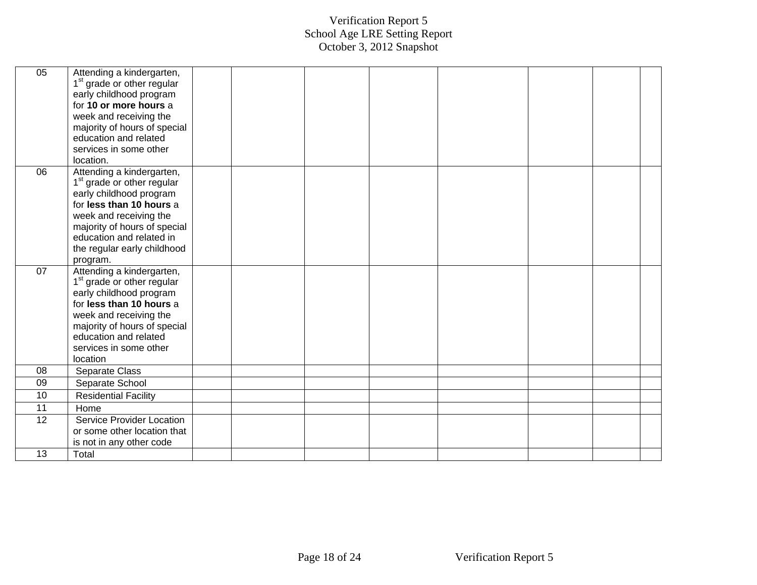# Verification Report 5
## School Age LRE Setting Report
### October 3, 2012 Snapshot

| | | | | | | | | | |
|---|---|---|---|---|---|---|---|---|---|
| 05 | Attending a kindergarten, 1st grade or other regular early childhood program for **10 or more hours** a week and receiving the majority of hours of special education and related services in some other location. | | | | | | | | |
| 06 | Attending a kindergarten, 1st grade or other regular early childhood program for **less than 10 hours** a week and receiving the majority of hours of special education and related in the regular early childhood program. | | | | | | | | |
| 07 | Attending a kindergarten, 1st grade or other regular early childhood program for **less than 10 hours** a week and receiving the majority of hours of special education and related services in some other location | | | | | | | | |
| 08 | Separate Class | | | | | | | | |
| 09 | Separate School | | | | | | | | |
| 10 | Residential Facility | | | | | | | | |
| 11 | Home | | | | | | | | |
| 12 | Service Provider Location or some other location that is not in any other code | | | | | | | | |
| 13 | Total | | | | | | | | |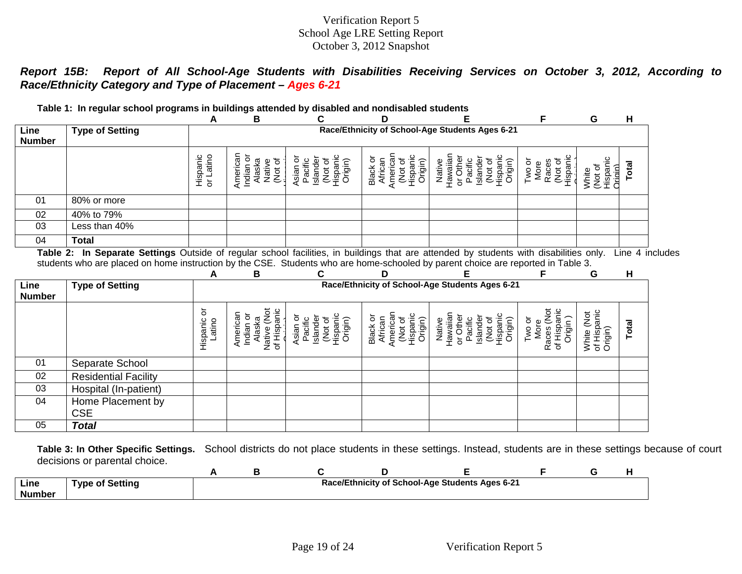Verification Report 5
School Age LRE Setting Report
October 3, 2012 Snapshot

***Report 15B: Report of All School-Age Students with Disabilities Receiving Services on October 3, 2012, According to Race/Ethnicity Category and Type of Placement – Ages 6-21***

**Table 1: In regular school programs in buildings attended by disabled and nondisabled students**

| | | A | B | C | D | E | F | G | H |
|---|---|---|---|---|---|---|---|---|---|
| **Line Number** | **Type of Setting** | **Race/Ethnicity of School-Age Students Ages 6-21** | | | | | | | |
| | | Hispanic or Latino | American Indian or Alaska Native (Not of Hispanic Origin) | Asian or Pacific Islander (Not of Hispanic Origin) | Black or African American (Not of Hispanic Origin) | Native Hawaiian or Other Pacific Islander (Not of Hispanic Origin) | Two or More Races (Not of Hispanic Origin) | White (Not of Hispanic Origin) | **Total** |
| 01 | 80% or more | | | | | | | | |
| 02 | 40% to 79% | | | | | | | | |
| 03 | Less than 40% | | | | | | | | |
| 04 | **Total** | | | | | | | | |

**Table 2: In Separate Settings** Outside of regular school facilities, in buildings that are attended by students with disabilities only. Line 4 includes students who are placed on home instruction by the CSE. Students who are home-schooled by parent choice are reported in Table 3.

| | | A | B | C | D | E | F | G | H |
|---|---|---|---|---|---|---|---|---|---|
| **Line Number** | **Type of Setting** | **Race/Ethnicity of School-Age Students Ages 6-21** | | | | | | | |
| | | Hispanic or Latino | American Indian or Alaska Native (Not of Hispanic Origin) | Asian or Pacific Islander (Not of Hispanic Origin) | Black or African American (Not of Hispanic Origin) | Native Hawaiian or Other Pacific Islander (Not of Hispanic Origin) | Two or More Races (Not of Hispanic Origin ) | White (Not of Hispanic Origin) | **Total** |
| 01 | Separate School | | | | | | | | |
| 02 | Residential Facility | | | | | | | | |
| 03 | Hospital (In-patient) | | | | | | | | |
| 04 | Home Placement by CSE | | | | | | | | |
| 05 | ***Total*** | | | | | | | | |

**Table 3: In Other Specific Settings.** School districts do not place students in these settings. Instead, students are in these settings because of court decisions or parental choice.

| | | A | B | C | D | E | F | G | H |
|---|---|---|---|---|---|---|---|---|---|
| **Line Number** | **Type of Setting** | **Race/Ethnicity of School-Age Students Ages 6-21** | | | | | | | |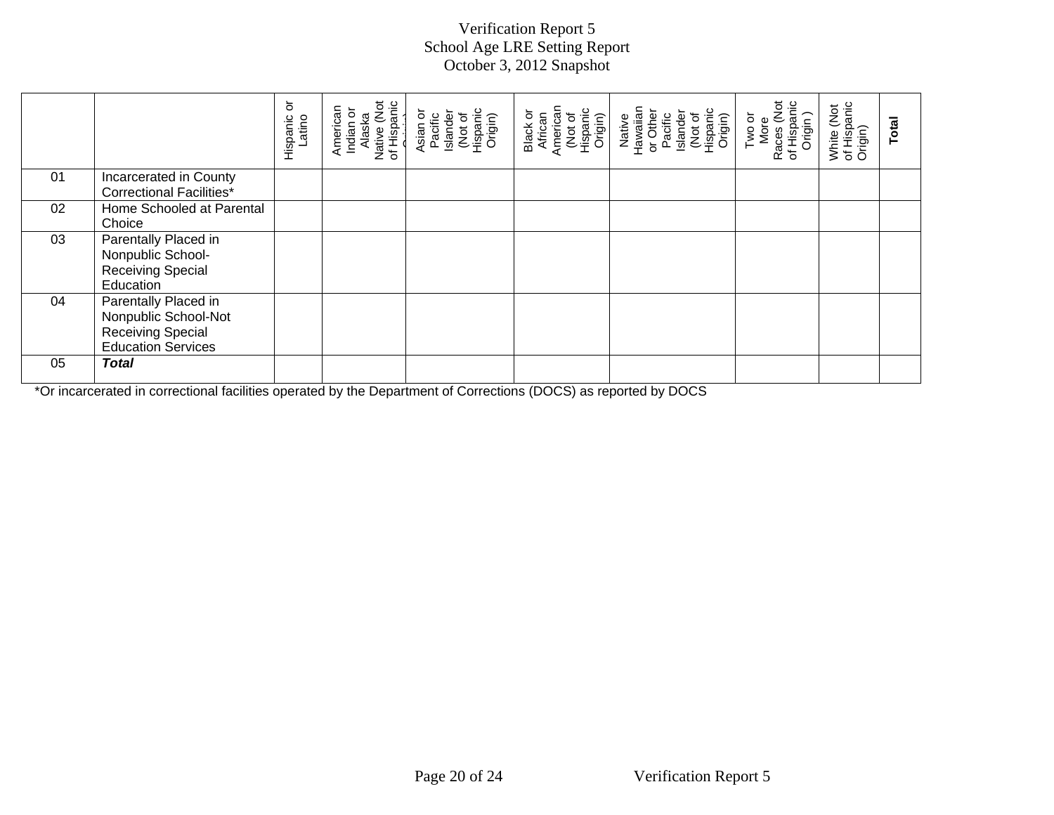# Verification Report 5
## School Age LRE Setting Report
### October 3, 2012 Snapshot

| | | Hispanic or Latino | American Indian or Alaska Native (Not of Hispanic Origin) | Asian or Pacific Islander (Not of Hispanic Origin) | Black or African American (Not of Hispanic Origin) | Native Hawaiian or Other Pacific Islander (Not of Hispanic Origin) | Two or More Races (Not of Hispanic Origin ) | White (Not of Hispanic Origin) | **Total** |
|---|---|---|---|---|---|---|---|---|---|
| 01 | Incarcerated in County Correctional Facilities* | | | | | | | | |
| 02 | Home Schooled at Parental Choice | | | | | | | | |
| 03 | Parentally Placed in Nonpublic School-Receiving Special Education | | | | | | | | |
| 04 | Parentally Placed in Nonpublic School-Not Receiving Special Education Services | | | | | | | | |
| 05 | ***Total*** | | | | | | | | |

*Or incarcerated in correctional facilities operated by the Department of Corrections (DOCS) as reported by DOCS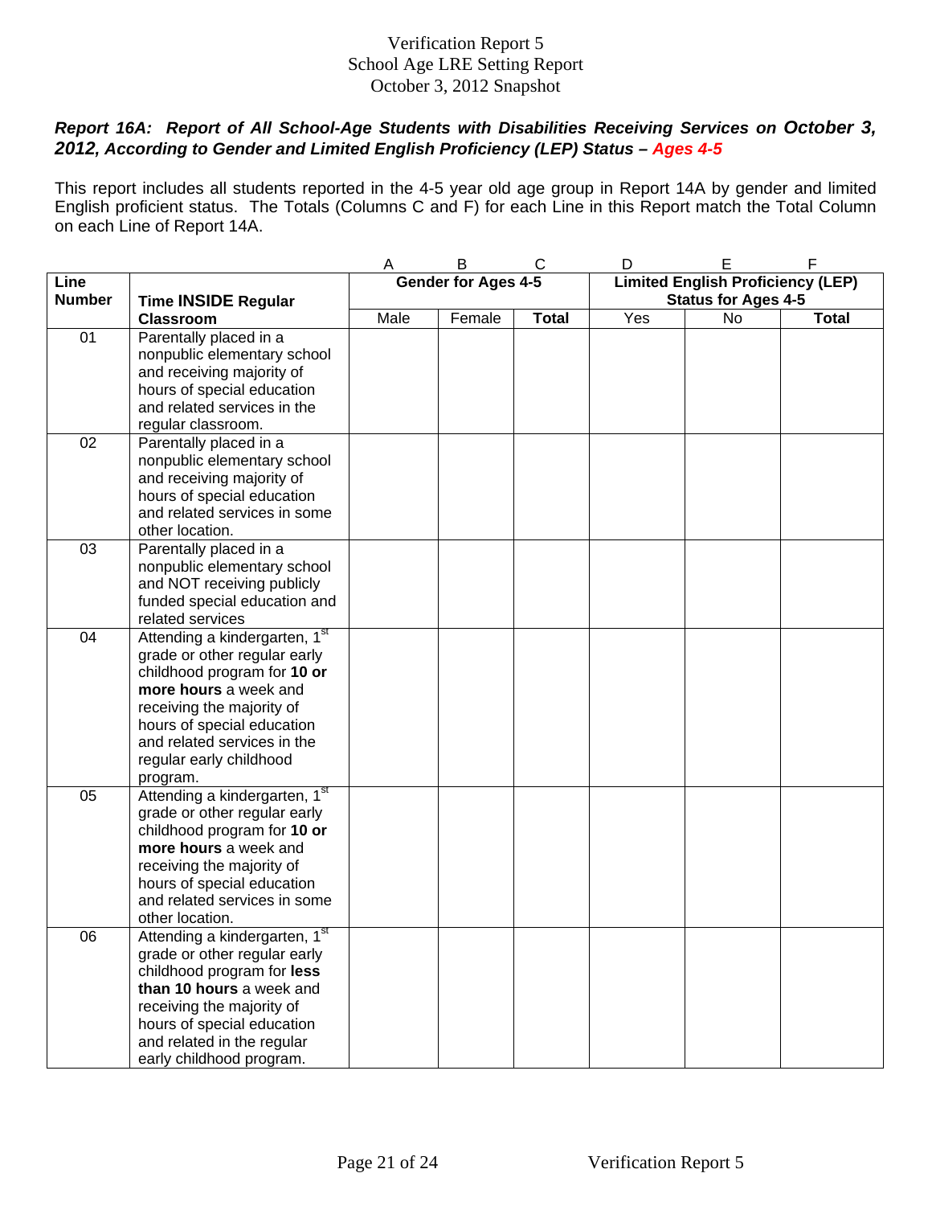# Verification Report 5
## School Age LRE Setting Report
## October 3, 2012 Snapshot

***Report 16A: Report of All School-Age Students with Disabilities Receiving Services on October 3, 2012, According to Gender and Limited English Proficiency (LEP) Status – Ages 4-5***

This report includes all students reported in the 4-5 year old age group in Report 14A by gender and limited English proficient status. The Totals (Columns C and F) for each Line in this Report match the Total Column on each Line of Report 14A.

| | | A | B | C | D | E | F |
|---|---|---|---|---|---|---|---|
| **Line Number** | **Time INSIDE Regular Classroom** | **Gender for Ages 4-5** | | | **Limited English Proficiency (LEP) Status for Ages 4-5** | | |
| | | Male | Female | **Total** | Yes | No | **Total** |
| 01 | Parentally placed in a nonpublic elementary school and receiving majority of hours of special education and related services in the regular classroom. | | | | | | |
| 02 | Parentally placed in a nonpublic elementary school and receiving majority of hours of special education and related services in some other location. | | | | | | |
| 03 | Parentally placed in a nonpublic elementary school and NOT receiving publicly funded special education and related services | | | | | | |
| 04 | Attending a kindergarten, 1st grade or other regular early childhood program for **10 or more hours** a week and receiving the majority of hours of special education and related services in the regular early childhood program. | | | | | | |
| 05 | Attending a kindergarten, 1st grade or other regular early childhood program for **10 or more hours** a week and receiving the majority of hours of special education and related services in some other location. | | | | | | |
| 06 | Attending a kindergarten, 1st grade or other regular early childhood program for **less than 10 hours** a week and receiving the majority of hours of special education and related in the regular early childhood program. | | | | | | |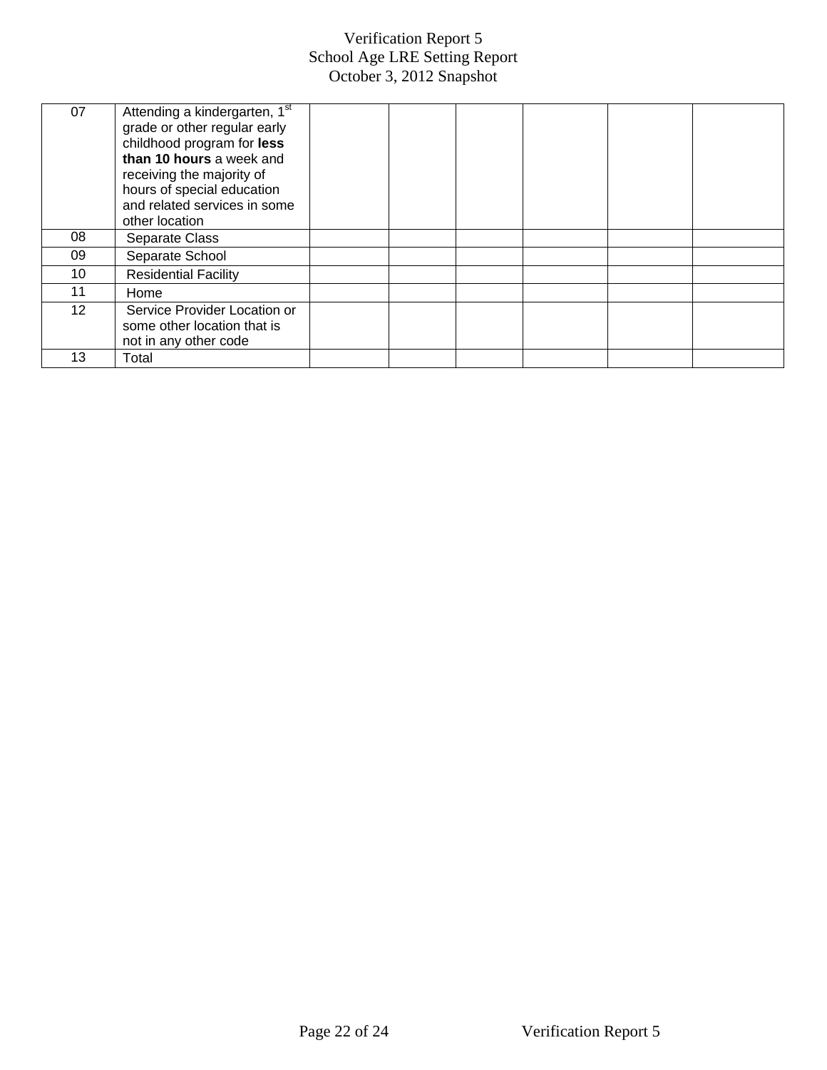# Verification Report 5
## School Age LRE Setting Report
### October 3, 2012 Snapshot

| | | | | | | | |
|---|---|---|---|---|---|---|---|
| 07 | Attending a kindergarten, 1st grade or other regular early childhood program for **less than 10 hours** a week and receiving the majority of hours of special education and related services in some other location | | | | | | |
| 08 | Separate Class | | | | | | |
| 09 | Separate School | | | | | | |
| 10 | Residential Facility | | | | | | |
| 11 | Home | | | | | | |
| 12 | Service Provider Location or some other location that is not in any other code | | | | | | |
| 13 | Total | | | | | | |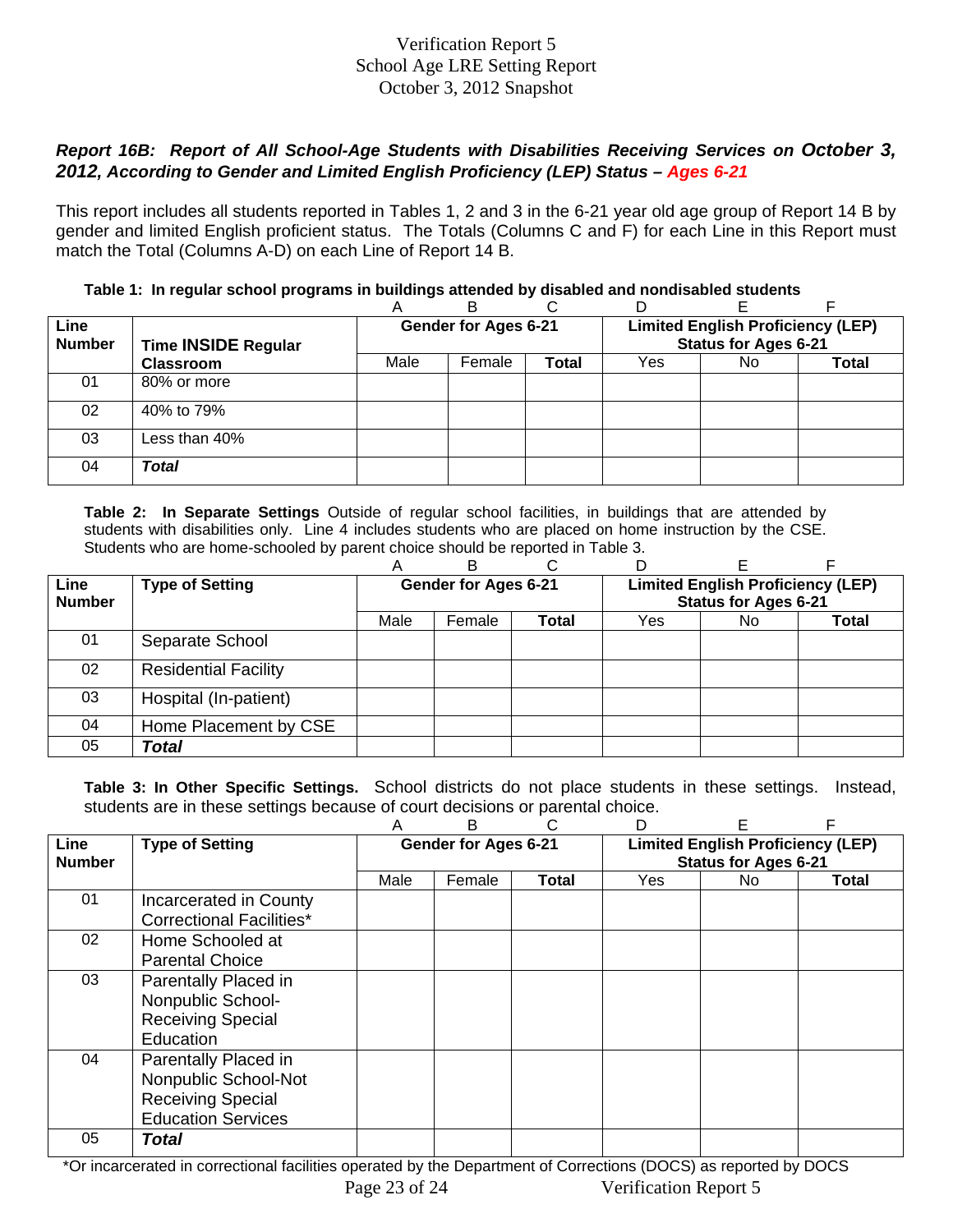Verification Report 5
School Age LRE Setting Report
October 3, 2012 Snapshot

### *Report 16B: Report of All School-Age Students with Disabilities Receiving Services on October 3, 2012, According to Gender and Limited English Proficiency (LEP) Status – Ages 6-21*

This report includes all students reported in Tables 1, 2 and 3 in the 6-21 year old age group of Report 14 B by gender and limited English proficient status. The Totals (Columns C and F) for each Line in this Report must match the Total (Columns A-D) on each Line of Report 14 B.

**Table 1: In regular school programs in buildings attended by disabled and nondisabled students**

| | | A | B | C | D | E | F |
|---|---|---|---|---|---|---|---|
| **Line Number** | **Time INSIDE Regular Classroom** | **Gender for Ages 6-21** | | | **Limited English Proficiency (LEP) Status for Ages 6-21** | | |
| | | Male | Female | **Total** | Yes | No | **Total** |
| 01 | 80% or more | | | | | | |
| 02 | 40% to 79% | | | | | | |
| 03 | Less than 40% | | | | | | |
| 04 | ***Total*** | | | | | | |

**Table 2: In Separate Settings** Outside of regular school facilities, in buildings that are attended by students with disabilities only. Line 4 includes students who are placed on home instruction by the CSE. Students who are home-schooled by parent choice should be reported in Table 3.

| | | A | B | C | D | E | F |
|---|---|---|---|---|---|---|---|
| **Line Number** | **Type of Setting** | **Gender for Ages 6-21** | | | **Limited English Proficiency (LEP) Status for Ages 6-21** | | |
| | | Male | Female | **Total** | Yes | No | **Total** |
| 01 | Separate School | | | | | | |
| 02 | Residential Facility | | | | | | |
| 03 | Hospital (In-patient) | | | | | | |
| 04 | Home Placement by CSE | | | | | | |
| 05 | ***Total*** | | | | | | |

**Table 3: In Other Specific Settings.** School districts do not place students in these settings. Instead, students are in these settings because of court decisions or parental choice.

| | | A | B | C | D | E | F |
|---|---|---|---|---|---|---|---|
| **Line Number** | **Type of Setting** | **Gender for Ages 6-21** | | | **Limited English Proficiency (LEP) Status for Ages 6-21** | | |
| | | Male | Female | **Total** | Yes | No | **Total** |
| 01 | Incarcerated in County Correctional Facilities* | | | | | | |
| 02 | Home Schooled at Parental Choice | | | | | | |
| 03 | Parentally Placed in Nonpublic School-Receiving Special Education | | | | | | |
| 04 | Parentally Placed in Nonpublic School-Not Receiving Special Education Services | | | | | | |
| 05 | ***Total*** | | | | | | |

*Or incarcerated in correctional facilities operated by the Department of Corrections (DOCS) as reported by DOCS